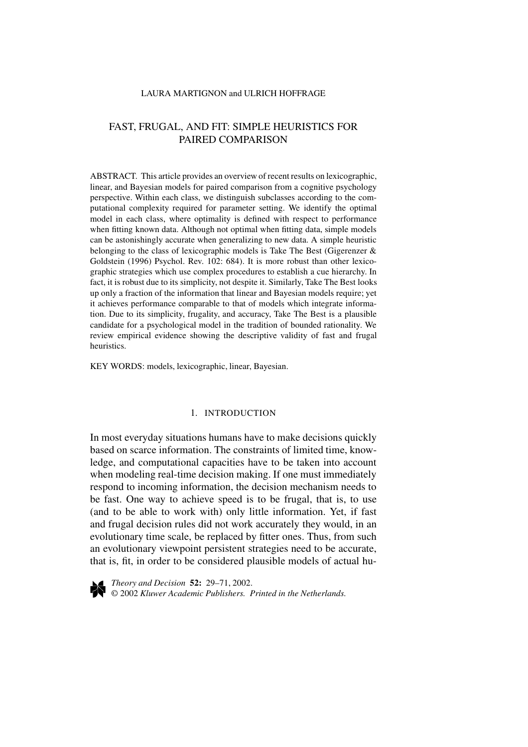LAURA MARTIGNON and ULRICH HOFFRAGE

# FAST, FRUGAL, AND FIT: SIMPLE HEURISTICS FOR PAIRED COMPARISON

ABSTRACT. This article provides an overview of recent results on lexicographic, linear, and Bayesian models for paired comparison from a cognitive psychology perspective. Within each class, we distinguish subclasses according to the computational complexity required for parameter setting. We identify the optimal model in each class, where optimality is defined with respect to performance when fitting known data. Although not optimal when fitting data, simple models can be astonishingly accurate when generalizing to new data. A simple heuristic belonging to the class of lexicographic models is Take The Best (Gigerenzer & Goldstein (1996) Psychol. Rev. 102: 684). It is more robust than other lexicographic strategies which use complex procedures to establish a cue hierarchy. In fact, it is robust due to its simplicity, not despite it. Similarly, Take The Best looks up only a fraction of the information that linear and Bayesian models require; yet it achieves performance comparable to that of models which integrate information. Due to its simplicity, frugality, and accuracy, Take The Best is a plausible candidate for a psychological model in the tradition of bounded rationality. We review empirical evidence showing the descriptive validity of fast and frugal heuristics.

KEY WORDS: models, lexicographic, linear, Bayesian.

## 1. INTRODUCTION

In most everyday situations humans have to make decisions quickly based on scarce information. The constraints of limited time, knowledge, and computational capacities have to be taken into account when modeling real-time decision making. If one must immediately respond to incoming information, the decision mechanism needs to be fast. One way to achieve speed is to be frugal, that is, to use (and to be able to work with) only little information. Yet, if fast and frugal decision rules did not work accurately they would, in an evolutionary time scale, be replaced by fitter ones. Thus, from such an evolutionary viewpoint persistent strategies need to be accurate, that is, fit, in order to be considered plausible models of actual hu-

*Theory and Decision* **52:** 29–71, 2002.
© 2002 *Kluwer Academic Publishers. Printed in the Netherlands.*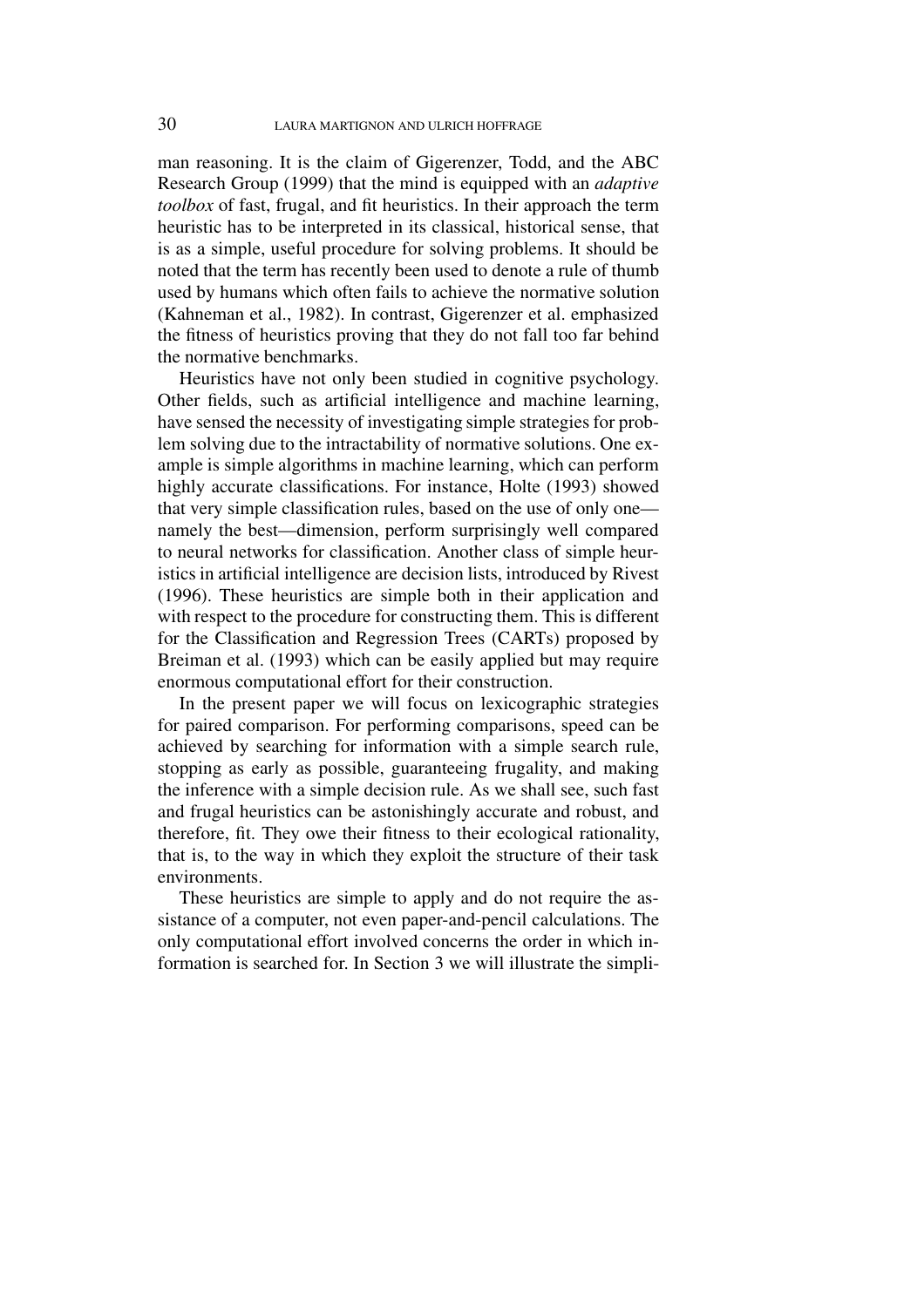man reasoning. It is the claim of Gigerenzer, Todd, and the ABC Research Group (1999) that the mind is equipped with an *adaptive toolbox* of fast, frugal, and fit heuristics. In their approach the term heuristic has to be interpreted in its classical, historical sense, that is as a simple, useful procedure for solving problems. It should be noted that the term has recently been used to denote a rule of thumb used by humans which often fails to achieve the normative solution (Kahneman et al., 1982). In contrast, Gigerenzer et al. emphasized the fitness of heuristics proving that they do not fall too far behind the normative benchmarks.

Heuristics have not only been studied in cognitive psychology. Other fields, such as artificial intelligence and machine learning, have sensed the necessity of investigating simple strategies for problem solving due to the intractability of normative solutions. One example is simple algorithms in machine learning, which can perform highly accurate classifications. For instance, Holte (1993) showed that very simple classification rules, based on the use of only one—namely the best—dimension, perform surprisingly well compared to neural networks for classification. Another class of simple heuristics in artificial intelligence are decision lists, introduced by Rivest (1996). These heuristics are simple both in their application and with respect to the procedure for constructing them. This is different for the Classification and Regression Trees (CARTs) proposed by Breiman et al. (1993) which can be easily applied but may require enormous computational effort for their construction.

In the present paper we will focus on lexicographic strategies for paired comparison. For performing comparisons, speed can be achieved by searching for information with a simple search rule, stopping as early as possible, guaranteeing frugality, and making the inference with a simple decision rule. As we shall see, such fast and frugal heuristics can be astonishingly accurate and robust, and therefore, fit. They owe their fitness to their ecological rationality, that is, to the way in which they exploit the structure of their task environments.

These heuristics are simple to apply and do not require the assistance of a computer, not even paper-and-pencil calculations. The only computational effort involved concerns the order in which information is searched for. In Section 3 we will illustrate the simpli-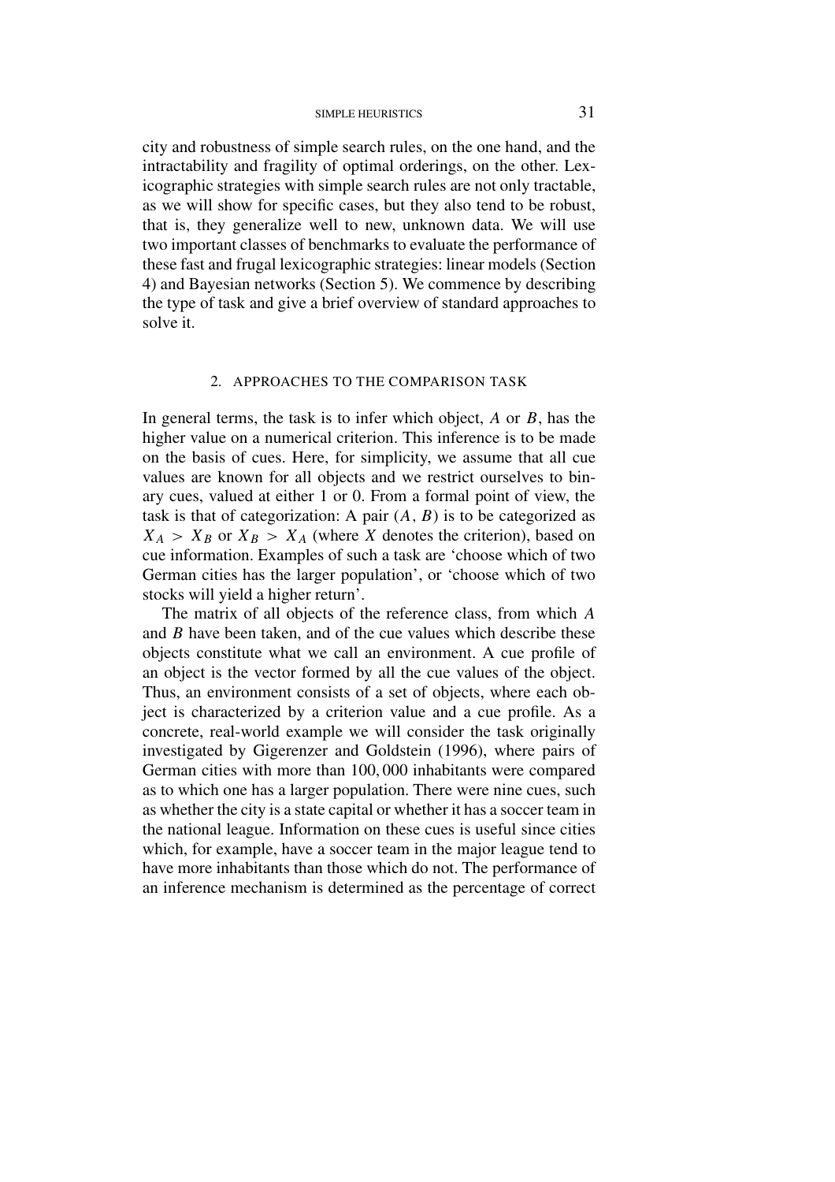city and robustness of simple search rules, on the one hand, and the intractability and fragility of optimal orderings, on the other. Lexicographic strategies with simple search rules are not only tractable, as we will show for specific cases, but they also tend to be robust, that is, they generalize well to new, unknown data. We will use two important classes of benchmarks to evaluate the performance of these fast and frugal lexicographic strategies: linear models (Section 4) and Bayesian networks (Section 5). We commence by describing the type of task and give a brief overview of standard approaches to solve it.

## 2. APPROACHES TO THE COMPARISON TASK

In general terms, the task is to infer which object, $A$ or $B$, has the higher value on a numerical criterion. This inference is to be made on the basis of cues. Here, for simplicity, we assume that all cue values are known for all objects and we restrict ourselves to binary cues, valued at either 1 or 0. From a formal point of view, the task is that of categorization: A pair $(A, B)$ is to be categorized as $X_A > X_B$ or $X_B > X_A$ (where $X$ denotes the criterion), based on cue information. Examples of such a task are 'choose which of two German cities has the larger population', or 'choose which of two stocks will yield a higher return'.

The matrix of all objects of the reference class, from which $A$ and $B$ have been taken, and of the cue values which describe these objects constitute what we call an environment. A cue profile of an object is the vector formed by all the cue values of the object. Thus, an environment consists of a set of objects, where each object is characterized by a criterion value and a cue profile. As a concrete, real-world example we will consider the task originally investigated by Gigerenzer and Goldstein (1996), where pairs of German cities with more than 100,000 inhabitants were compared as to which one has a larger population. There were nine cues, such as whether the city is a state capital or whether it has a soccer team in the national league. Information on these cues is useful since cities which, for example, have a soccer team in the major league tend to have more inhabitants than those which do not. The performance of an inference mechanism is determined as the percentage of correct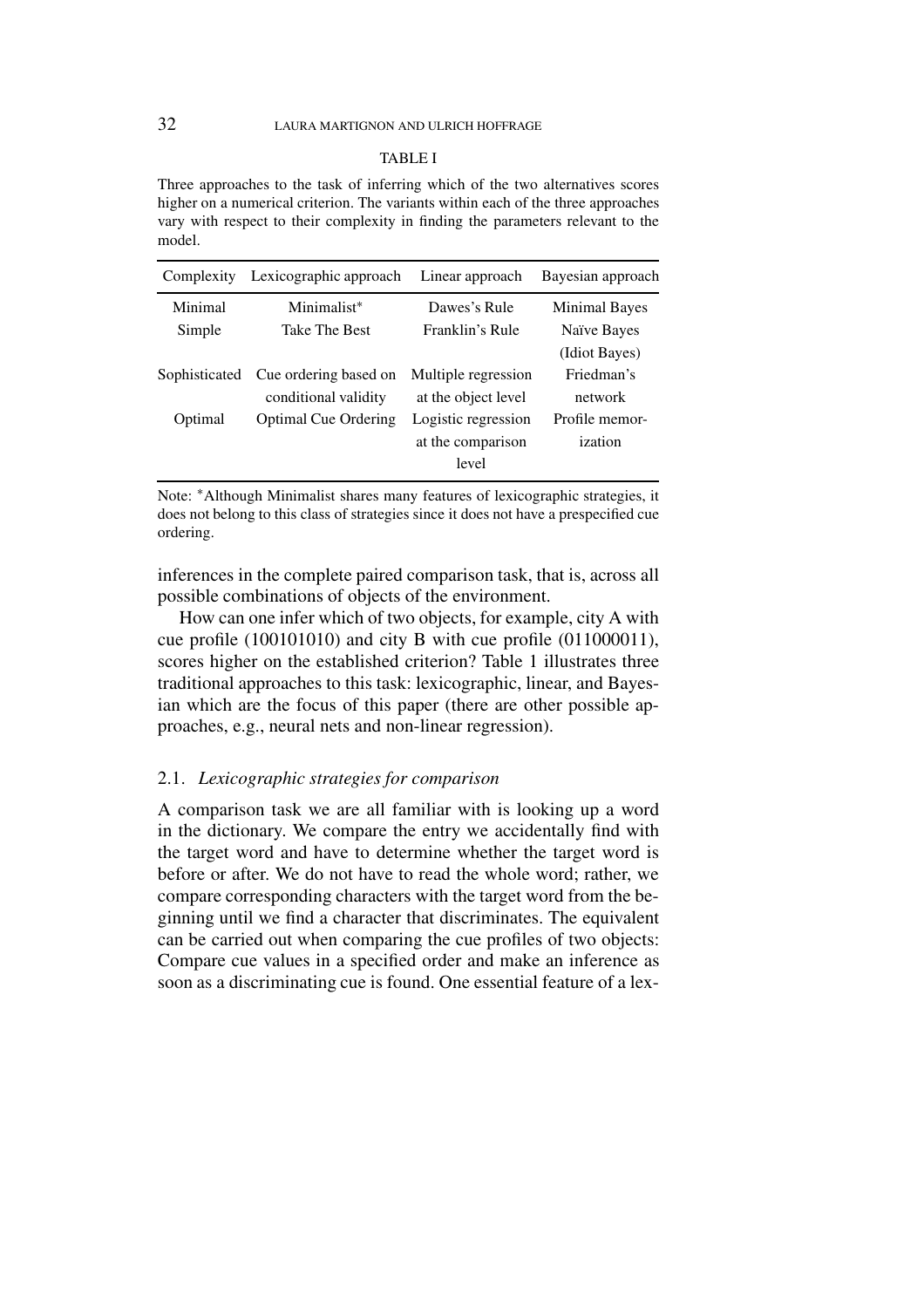TABLE I

Three approaches to the task of inferring which of the two alternatives scores higher on a numerical criterion. The variants within each of the three approaches vary with respect to their complexity in finding the parameters relevant to the model.

| Complexity | Lexicographic approach | Linear approach | Bayesian approach |
|---|---|---|---|
| Minimal | Minimalist* | Dawes's Rule | Minimal Bayes |
| Simple | Take The Best | Franklin's Rule | Naïve Bayes (Idiot Bayes) |
| Sophisticated | Cue ordering based on conditional validity | Multiple regression at the object level | Friedman's network |
| Optimal | Optimal Cue Ordering | Logistic regression at the comparison level | Profile memorization |

Note: *Although Minimalist shares many features of lexicographic strategies, it does not belong to this class of strategies since it does not have a prespecified cue ordering.

inferences in the complete paired comparison task, that is, across all possible combinations of objects of the environment.

How can one infer which of two objects, for example, city A with cue profile (100101010) and city B with cue profile (011000011), scores higher on the established criterion? Table 1 illustrates three traditional approaches to this task: lexicographic, linear, and Bayesian which are the focus of this paper (there are other possible approaches, e.g., neural nets and non-linear regression).

### 2.1. *Lexicographic strategies for comparison*

A comparison task we are all familiar with is looking up a word in the dictionary. We compare the entry we accidentally find with the target word and have to determine whether the target word is before or after. We do not have to read the whole word; rather, we compare corresponding characters with the target word from the beginning until we find a character that discriminates. The equivalent can be carried out when comparing the cue profiles of two objects: Compare cue values in a specified order and make an inference as soon as a discriminating cue is found. One essential feature of a lex-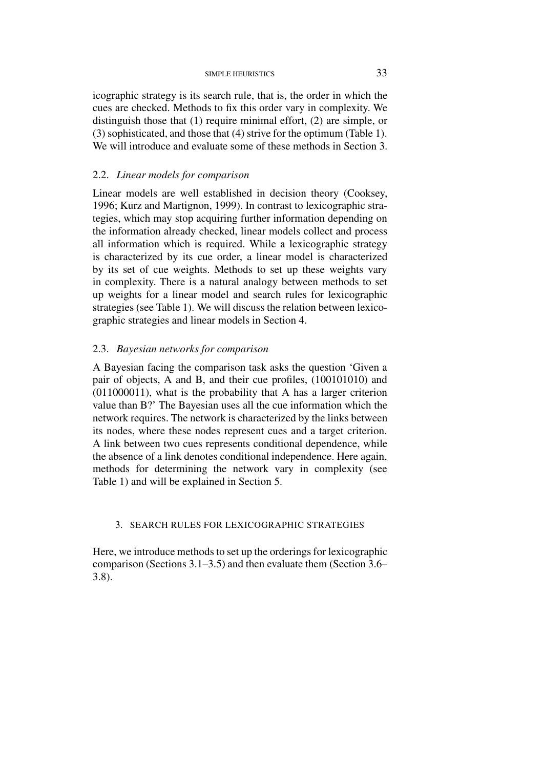icographic strategy is its search rule, that is, the order in which the cues are checked. Methods to fix this order vary in complexity. We distinguish those that (1) require minimal effort, (2) are simple, or (3) sophisticated, and those that (4) strive for the optimum (Table 1). We will introduce and evaluate some of these methods in Section 3.

### 2.2. *Linear models for comparison*

Linear models are well established in decision theory (Cooksey, 1996; Kurz and Martignon, 1999). In contrast to lexicographic strategies, which may stop acquiring further information depending on the information already checked, linear models collect and process all information which is required. While a lexicographic strategy is characterized by its cue order, a linear model is characterized by its set of cue weights. Methods to set up these weights vary in complexity. There is a natural analogy between methods to set up weights for a linear model and search rules for lexicographic strategies (see Table 1). We will discuss the relation between lexicographic strategies and linear models in Section 4.

### 2.3. *Bayesian networks for comparison*

A Bayesian facing the comparison task asks the question 'Given a pair of objects, A and B, and their cue profiles, (100101010) and (011000011), what is the probability that A has a larger criterion value than B?' The Bayesian uses all the cue information which the network requires. The network is characterized by the links between its nodes, where these nodes represent cues and a target criterion. A link between two cues represents conditional dependence, while the absence of a link denotes conditional independence. Here again, methods for determining the network vary in complexity (see Table 1) and will be explained in Section 5.

## 3. SEARCH RULES FOR LEXICOGRAPHIC STRATEGIES

Here, we introduce methods to set up the orderings for lexicographic comparison (Sections 3.1–3.5) and then evaluate them (Section 3.6–3.8).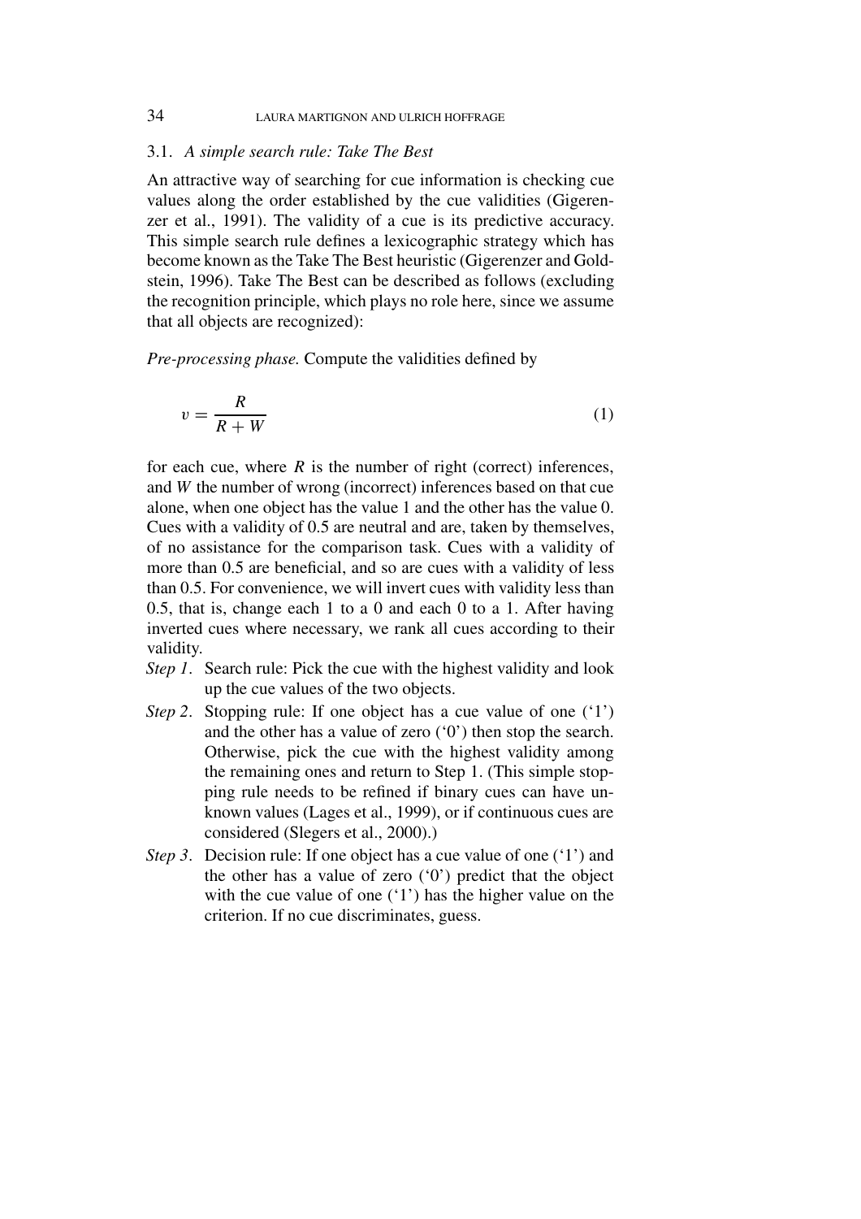### 3.1. *A simple search rule: Take The Best*

An attractive way of searching for cue information is checking cue values along the order established by the cue validities (Gigerenzer et al., 1991). The validity of a cue is its predictive accuracy. This simple search rule defines a lexicographic strategy which has become known as the Take The Best heuristic (Gigerenzer and Goldstein, 1996). Take The Best can be described as follows (excluding the recognition principle, which plays no role here, since we assume that all objects are recognized):

*Pre-processing phase.* Compute the validities defined by

$$v = \frac{R}{R + W} \tag{1}$$

for each cue, where $R$ is the number of right (correct) inferences, and $W$ the number of wrong (incorrect) inferences based on that cue alone, when one object has the value 1 and the other has the value 0. Cues with a validity of 0.5 are neutral and are, taken by themselves, of no assistance for the comparison task. Cues with a validity of more than 0.5 are beneficial, and so are cues with a validity of less than 0.5. For convenience, we will invert cues with validity less than 0.5, that is, change each 1 to a 0 and each 0 to a 1. After having inverted cues where necessary, we rank all cues according to their validity.

- *Step 1.* Search rule: Pick the cue with the highest validity and look up the cue values of the two objects.
- *Step 2.* Stopping rule: If one object has a cue value of one ('1') and the other has a value of zero ('0') then stop the search. Otherwise, pick the cue with the highest validity among the remaining ones and return to Step 1. (This simple stopping rule needs to be refined if binary cues can have unknown values (Lages et al., 1999), or if continuous cues are considered (Slegers et al., 2000).)
- *Step 3.* Decision rule: If one object has a cue value of one ('1') and the other has a value of zero ('0') predict that the object with the cue value of one ('1') has the higher value on the criterion. If no cue discriminates, guess.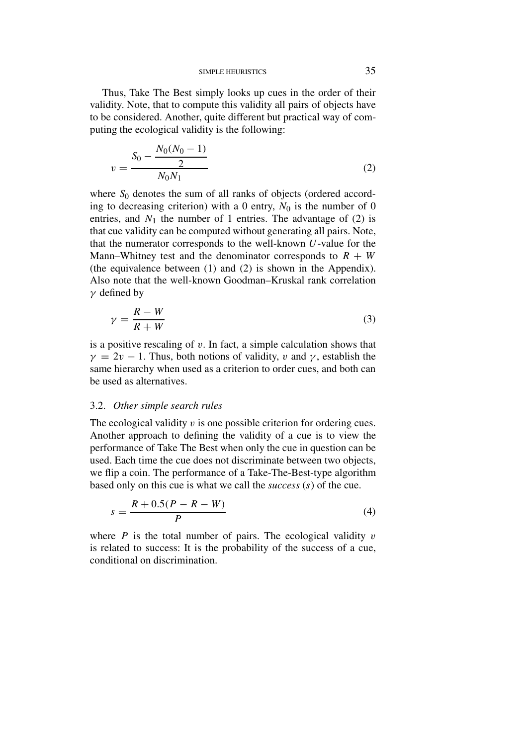Thus, Take The Best simply looks up cues in the order of their validity. Note, that to compute this validity all pairs of objects have to be considered. Another, quite different but practical way of computing the ecological validity is the following:

$$v = \frac{S_0 - \dfrac{N_0(N_0 - 1)}{2}}{N_0 N_1} \tag{2}$$

where $S_0$ denotes the sum of all ranks of objects (ordered according to decreasing criterion) with a 0 entry, $N_0$ is the number of 0 entries, and $N_1$ the number of 1 entries. The advantage of (2) is that cue validity can be computed without generating all pairs. Note, that the numerator corresponds to the well-known $U$-value for the Mann–Whitney test and the denominator corresponds to $R + W$ (the equivalence between (1) and (2) is shown in the Appendix). Also note that the well-known Goodman–Kruskal rank correlation $\gamma$ defined by

$$\gamma = \frac{R - W}{R + W} \tag{3}$$

is a positive rescaling of $v$. In fact, a simple calculation shows that $\gamma = 2v - 1$. Thus, both notions of validity, $v$ and $\gamma$, establish the same hierarchy when used as a criterion to order cues, and both can be used as alternatives.

### 3.2. *Other simple search rules*

The ecological validity $v$ is one possible criterion for ordering cues. Another approach to defining the validity of a cue is to view the performance of Take The Best when only the cue in question can be used. Each time the cue does not discriminate between two objects, we flip a coin. The performance of a Take-The-Best-type algorithm based only on this cue is what we call the *success* ($s$) of the cue.

$$s = \frac{R + 0.5(P - R - W)}{P} \tag{4}$$

where $P$ is the total number of pairs. The ecological validity $v$ is related to success: It is the probability of the success of a cue, conditional on discrimination.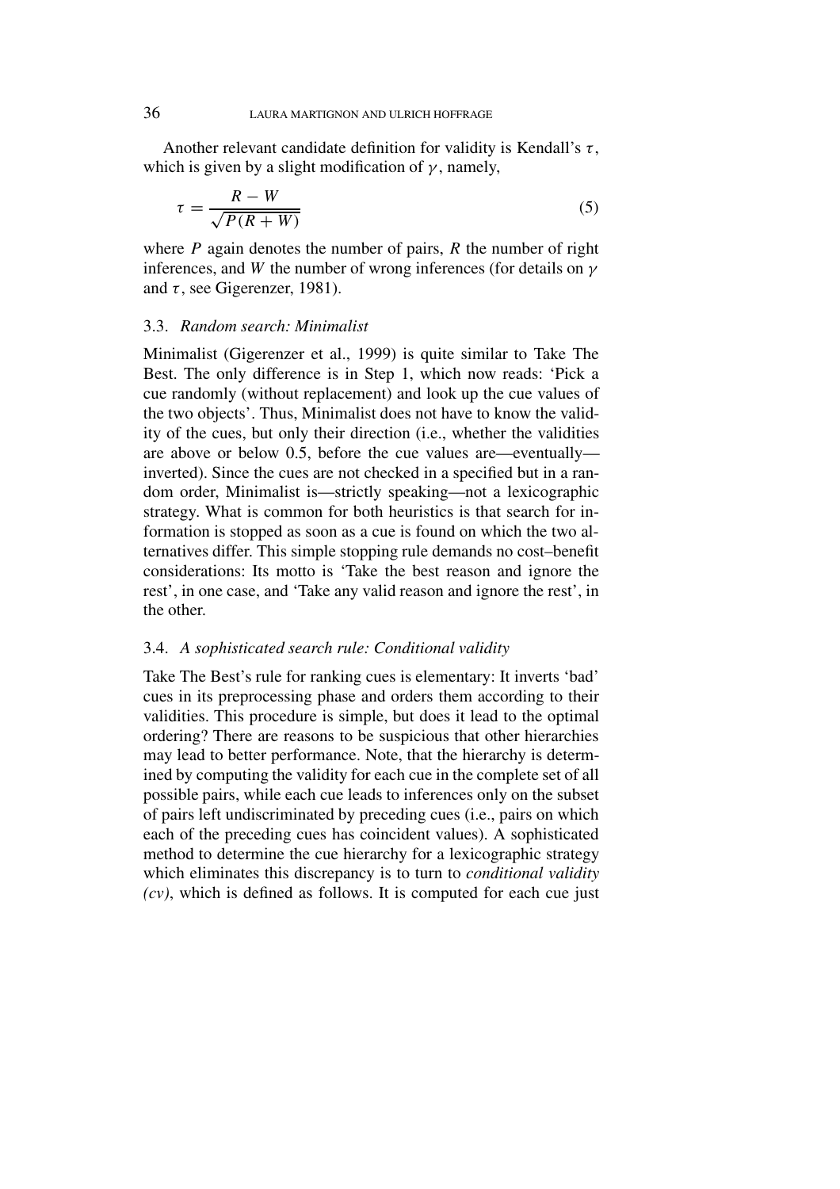Another relevant candidate definition for validity is Kendall's $\tau$, which is given by a slight modification of $\gamma$, namely,

$$\tau = \frac{R - W}{\sqrt{P(R + W)}} \tag{5}$$

where $P$ again denotes the number of pairs, $R$ the number of right inferences, and $W$ the number of wrong inferences (for details on $\gamma$ and $\tau$, see Gigerenzer, 1981).

### 3.3. *Random search: Minimalist*

Minimalist (Gigerenzer et al., 1999) is quite similar to Take The Best. The only difference is in Step 1, which now reads: 'Pick a cue randomly (without replacement) and look up the cue values of the two objects'. Thus, Minimalist does not have to know the validity of the cues, but only their direction (i.e., whether the validities are above or below 0.5, before the cue values are—eventually—inverted). Since the cues are not checked in a specified but in a random order, Minimalist is—strictly speaking—not a lexicographic strategy. What is common for both heuristics is that search for information is stopped as soon as a cue is found on which the two alternatives differ. This simple stopping rule demands no cost–benefit considerations: Its motto is 'Take the best reason and ignore the rest', in one case, and 'Take any valid reason and ignore the rest', in the other.

### 3.4. *A sophisticated search rule: Conditional validity*

Take The Best's rule for ranking cues is elementary: It inverts 'bad' cues in its preprocessing phase and orders them according to their validities. This procedure is simple, but does it lead to the optimal ordering? There are reasons to be suspicious that other hierarchies may lead to better performance. Note, that the hierarchy is determined by computing the validity for each cue in the complete set of all possible pairs, while each cue leads to inferences only on the subset of pairs left undiscriminated by preceding cues (i.e., pairs on which each of the preceding cues has coincident values). A sophisticated method to determine the cue hierarchy for a lexicographic strategy which eliminates this discrepancy is to turn to *conditional validity (cv)*, which is defined as follows. It is computed for each cue just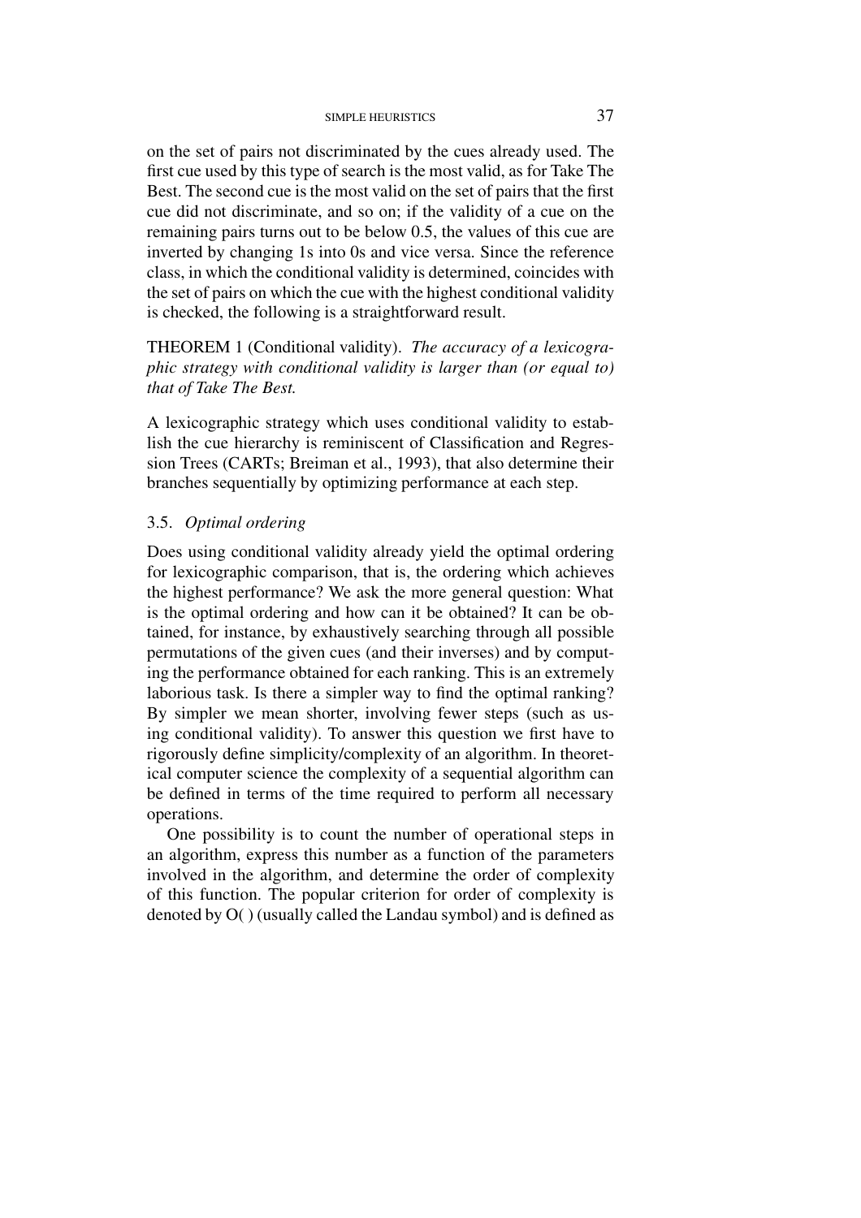on the set of pairs not discriminated by the cues already used. The first cue used by this type of search is the most valid, as for Take The Best. The second cue is the most valid on the set of pairs that the first cue did not discriminate, and so on; if the validity of a cue on the remaining pairs turns out to be below 0.5, the values of this cue are inverted by changing 1s into 0s and vice versa. Since the reference class, in which the conditional validity is determined, coincides with the set of pairs on which the cue with the highest conditional validity is checked, the following is a straightforward result.

THEOREM 1 (Conditional validity). *The accuracy of a lexicographic strategy with conditional validity is larger than (or equal to) that of Take The Best.*

A lexicographic strategy which uses conditional validity to establish the cue hierarchy is reminiscent of Classification and Regression Trees (CARTs; Breiman et al., 1993), that also determine their branches sequentially by optimizing performance at each step.

### 3.5. *Optimal ordering*

Does using conditional validity already yield the optimal ordering for lexicographic comparison, that is, the ordering which achieves the highest performance? We ask the more general question: What is the optimal ordering and how can it be obtained? It can be obtained, for instance, by exhaustively searching through all possible permutations of the given cues (and their inverses) and by computing the performance obtained for each ranking. This is an extremely laborious task. Is there a simpler way to find the optimal ranking? By simpler we mean shorter, involving fewer steps (such as using conditional validity). To answer this question we first have to rigorously define simplicity/complexity of an algorithm. In theoretical computer science the complexity of a sequential algorithm can be defined in terms of the time required to perform all necessary operations.

One possibility is to count the number of operational steps in an algorithm, express this number as a function of the parameters involved in the algorithm, and determine the order of complexity of this function. The popular criterion for order of complexity is denoted by O( ) (usually called the Landau symbol) and is defined as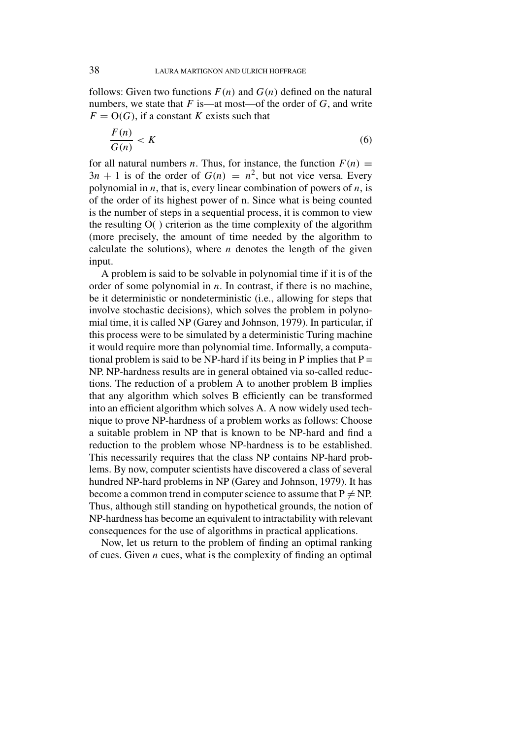follows: Given two functions $F(n)$ and $G(n)$ defined on the natural numbers, we state that $F$ is—at most—of the order of $G$, and write $F = \mathrm{O}(G)$, if a constant $K$ exists such that

$$\frac{F(n)}{G(n)} < K \tag{6}$$

for all natural numbers $n$. Thus, for instance, the function $F(n) = 3n + 1$ is of the order of $G(n) = n^2$, but not vice versa. Every polynomial in $n$, that is, every linear combination of powers of $n$, is of the order of its highest power of n. Since what is being counted is the number of steps in a sequential process, it is common to view the resulting O( ) criterion as the time complexity of the algorithm (more precisely, the amount of time needed by the algorithm to calculate the solutions), where $n$ denotes the length of the given input.

A problem is said to be solvable in polynomial time if it is of the order of some polynomial in $n$. In contrast, if there is no machine, be it deterministic or nondeterministic (i.e., allowing for steps that involve stochastic decisions), which solves the problem in polynomial time, it is called NP (Garey and Johnson, 1979). In particular, if this process were to be simulated by a deterministic Turing machine it would require more than polynomial time. Informally, a computational problem is said to be NP-hard if its being in P implies that P = NP. NP-hardness results are in general obtained via so-called reductions. The reduction of a problem A to another problem B implies that any algorithm which solves B efficiently can be transformed into an efficient algorithm which solves A. A now widely used technique to prove NP-hardness of a problem works as follows: Choose a suitable problem in NP that is known to be NP-hard and find a reduction to the problem whose NP-hardness is to be established. This necessarily requires that the class NP contains NP-hard problems. By now, computer scientists have discovered a class of several hundred NP-hard problems in NP (Garey and Johnson, 1979). It has become a common trend in computer science to assume that P $\neq$ NP. Thus, although still standing on hypothetical grounds, the notion of NP-hardness has become an equivalent to intractability with relevant consequences for the use of algorithms in practical applications.

Now, let us return to the problem of finding an optimal ranking of cues. Given $n$ cues, what is the complexity of finding an optimal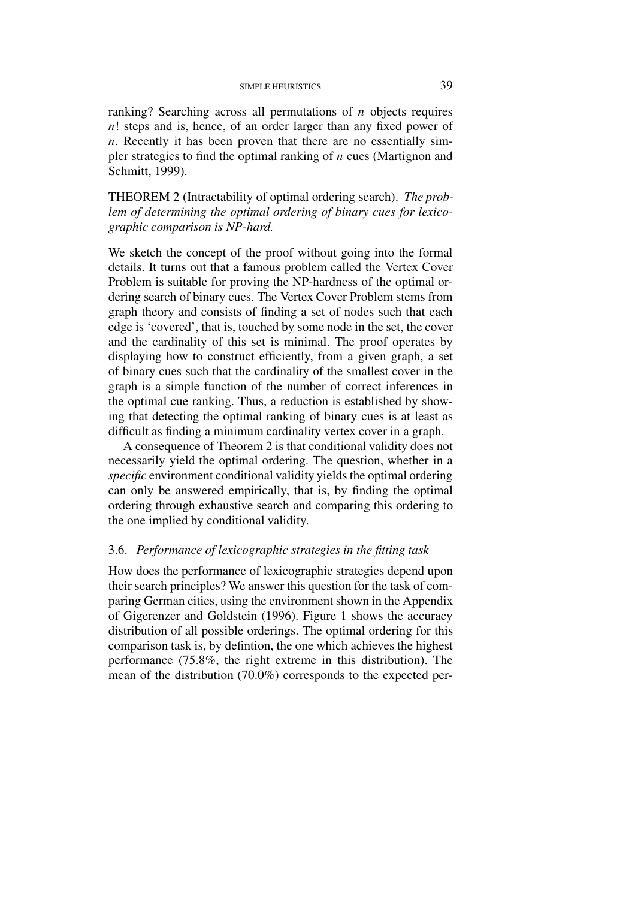ranking? Searching across all permutations of $n$ objects requires $n!$ steps and is, hence, of an order larger than any fixed power of $n$. Recently it has been proven that there are no essentially simpler strategies to find the optimal ranking of $n$ cues (Martignon and Schmitt, 1999).

THEOREM 2 (Intractability of optimal ordering search). *The problem of determining the optimal ordering of binary cues for lexicographic comparison is NP-hard.*

We sketch the concept of the proof without going into the formal details. It turns out that a famous problem called the Vertex Cover Problem is suitable for proving the NP-hardness of the optimal ordering search of binary cues. The Vertex Cover Problem stems from graph theory and consists of finding a set of nodes such that each edge is 'covered', that is, touched by some node in the set, the cover and the cardinality of this set is minimal. The proof operates by displaying how to construct efficiently, from a given graph, a set of binary cues such that the cardinality of the smallest cover in the graph is a simple function of the number of correct inferences in the optimal cue ranking. Thus, a reduction is established by showing that detecting the optimal ranking of binary cues is at least as difficult as finding a minimum cardinality vertex cover in a graph.

A consequence of Theorem 2 is that conditional validity does not necessarily yield the optimal ordering. The question, whether in a *specific* environment conditional validity yields the optimal ordering can only be answered empirically, that is, by finding the optimal ordering through exhaustive search and comparing this ordering to the one implied by conditional validity.

### 3.6. *Performance of lexicographic strategies in the fitting task*

How does the performance of lexicographic strategies depend upon their search principles? We answer this question for the task of comparing German cities, using the environment shown in the Appendix of Gigerenzer and Goldstein (1996). Figure 1 shows the accuracy distribution of all possible orderings. The optimal ordering for this comparison task is, by defintion, the one which achieves the highest performance (75.8%, the right extreme in this distribution). The mean of the distribution (70.0%) corresponds to the expected per-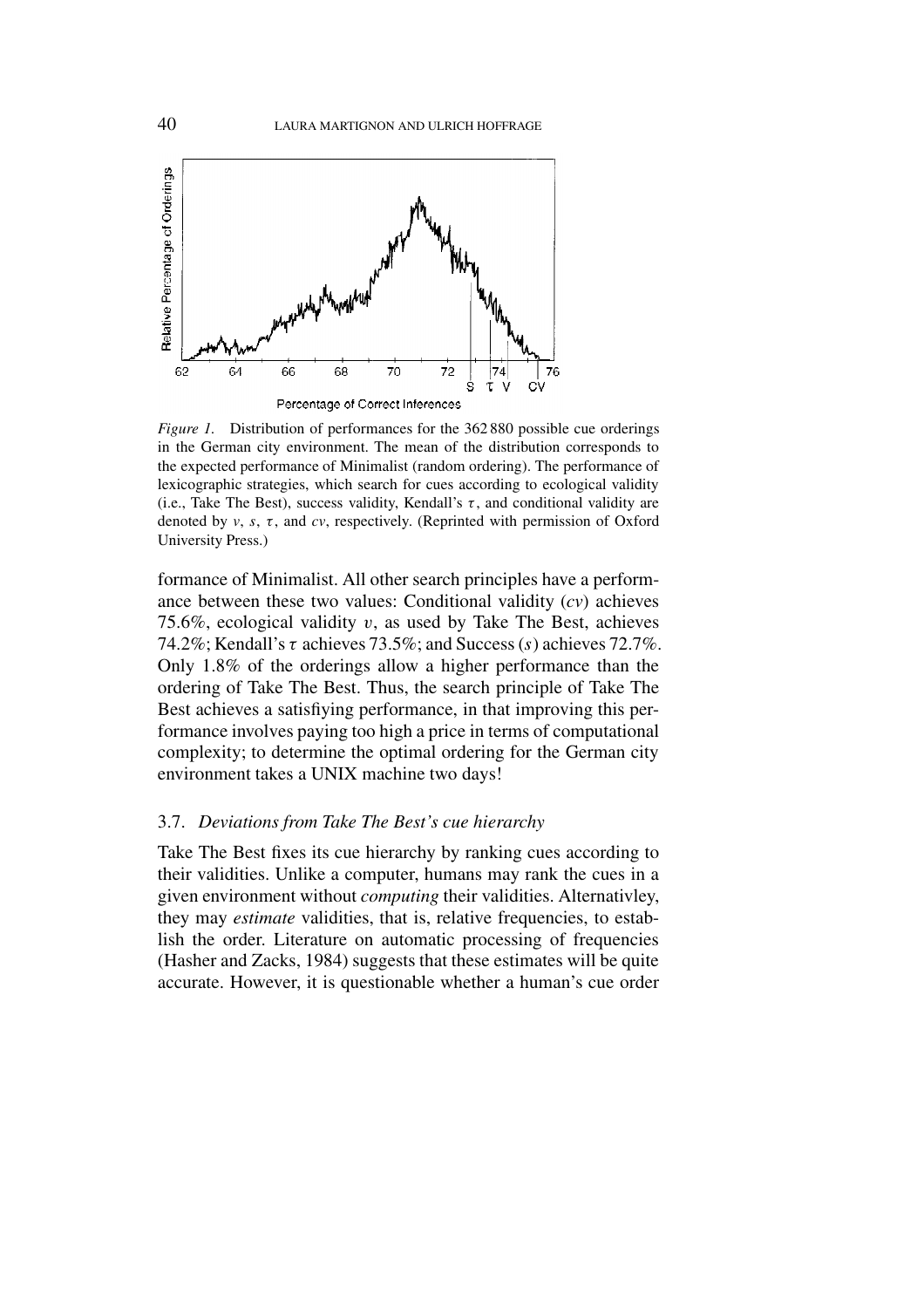*Figure 1.* Distribution of performances for the 362 880 possible cue orderings in the German city environment. The mean of the distribution corresponds to the expected performance of Minimalist (random ordering). The performance of lexicographic strategies, which search for cues according to ecological validity (i.e., Take The Best), success validity, Kendall's $\tau$, and conditional validity are denoted by $v$, $s$, $\tau$, and $cv$, respectively. (Reprinted with permission of Oxford University Press.)

formance of Minimalist. All other search principles have a performance between these two values: Conditional validity ($cv$) achieves 75.6%, ecological validity $v$, as used by Take The Best, achieves 74.2%; Kendall's $\tau$ achieves 73.5%; and Success ($s$) achieves 72.7%. Only 1.8% of the orderings allow a higher performance than the ordering of Take The Best. Thus, the search principle of Take The Best achieves a satisfiying performance, in that improving this performance involves paying too high a price in terms of computational complexity; to determine the optimal ordering for the German city environment takes a UNIX machine two days!

### 3.7. *Deviations from Take The Best's cue hierarchy*

Take The Best fixes its cue hierarchy by ranking cues according to their validities. Unlike a computer, humans may rank the cues in a given environment without *computing* their validities. Alternativley, they may *estimate* validities, that is, relative frequencies, to establish the order. Literature on automatic processing of frequencies (Hasher and Zacks, 1984) suggests that these estimates will be quite accurate. However, it is questionable whether a human's cue order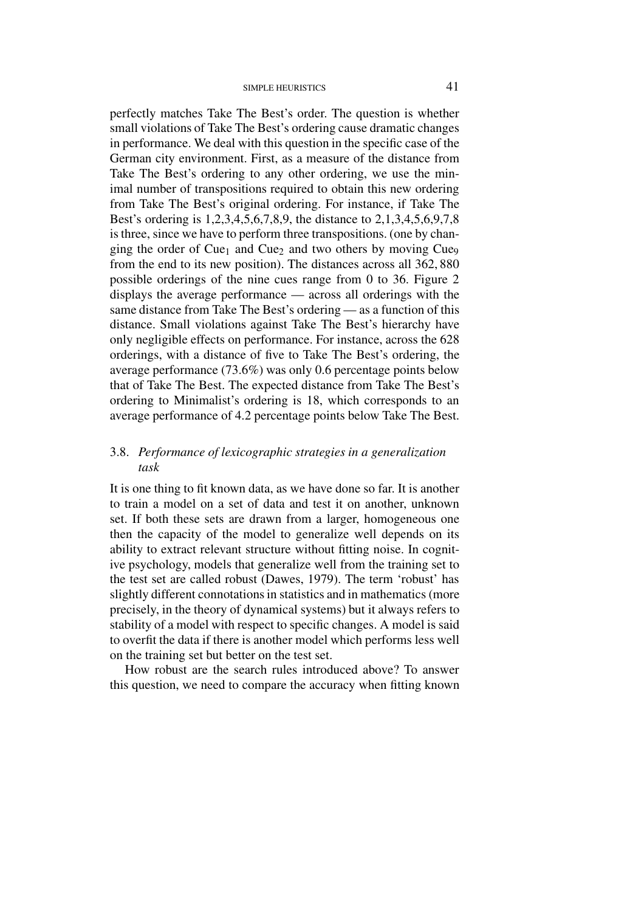perfectly matches Take The Best's order. The question is whether small violations of Take The Best's ordering cause dramatic changes in performance. We deal with this question in the specific case of the German city environment. First, as a measure of the distance from Take The Best's ordering to any other ordering, we use the minimal number of transpositions required to obtain this new ordering from Take The Best's original ordering. For instance, if Take The Best's ordering is 1,2,3,4,5,6,7,8,9, the distance to 2,1,3,4,5,6,9,7,8 is three, since we have to perform three transpositions. (one by changing the order of $\text{Cue}_1$ and $\text{Cue}_2$ and two others by moving $\text{Cue}_9$ from the end to its new position). The distances across all 362, 880 possible orderings of the nine cues range from 0 to 36. Figure 2 displays the average performance — across all orderings with the same distance from Take The Best's ordering — as a function of this distance. Small violations against Take The Best's hierarchy have only negligible effects on performance. For instance, across the 628 orderings, with a distance of five to Take The Best's ordering, the average performance (73.6%) was only 0.6 percentage points below that of Take The Best. The expected distance from Take The Best's ordering to Minimalist's ordering is 18, which corresponds to an average performance of 4.2 percentage points below Take The Best.

### 3.8. *Performance of lexicographic strategies in a generalization task*

It is one thing to fit known data, as we have done so far. It is another to train a model on a set of data and test it on another, unknown set. If both these sets are drawn from a larger, homogeneous one then the capacity of the model to generalize well depends on its ability to extract relevant structure without fitting noise. In cognitive psychology, models that generalize well from the training set to the test set are called robust (Dawes, 1979). The term 'robust' has slightly different connotations in statistics and in mathematics (more precisely, in the theory of dynamical systems) but it always refers to stability of a model with respect to specific changes. A model is said to overfit the data if there is another model which performs less well on the training set but better on the test set.

How robust are the search rules introduced above? To answer this question, we need to compare the accuracy when fitting known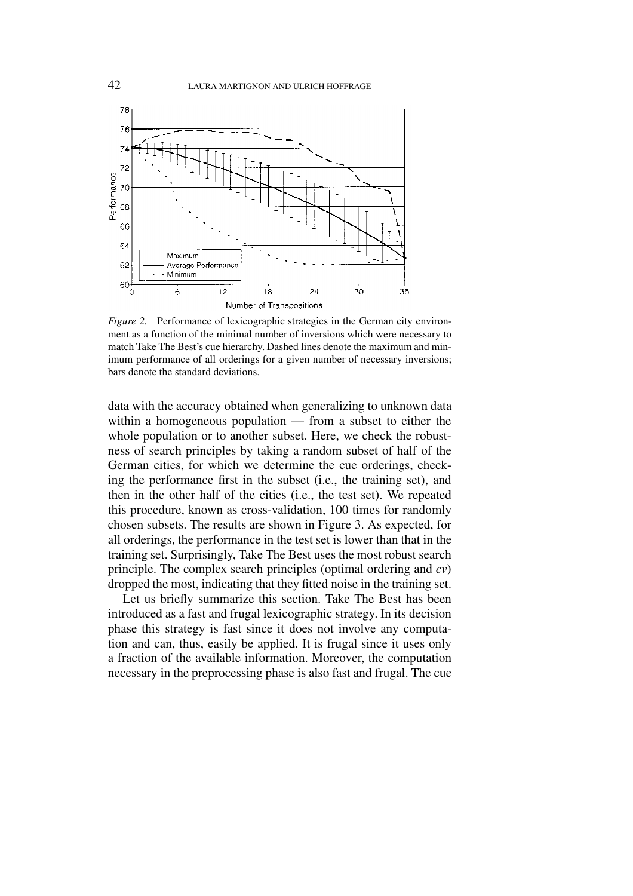*Figure 2.* Performance of lexicographic strategies in the German city environment as a function of the minimal number of inversions which were necessary to match Take The Best's cue hierarchy. Dashed lines denote the maximum and minimum performance of all orderings for a given number of necessary inversions; bars denote the standard deviations.

data with the accuracy obtained when generalizing to unknown data within a homogeneous population — from a subset to either the whole population or to another subset. Here, we check the robustness of search principles by taking a random subset of half of the German cities, for which we determine the cue orderings, checking the performance first in the subset (i.e., the training set), and then in the other half of the cities (i.e., the test set). We repeated this procedure, known as cross-validation, 100 times for randomly chosen subsets. The results are shown in Figure 3. As expected, for all orderings, the performance in the test set is lower than that in the training set. Surprisingly, Take The Best uses the most robust search principle. The complex search principles (optimal ordering and *cv*) dropped the most, indicating that they fitted noise in the training set.

Let us briefly summarize this section. Take The Best has been introduced as a fast and frugal lexicographic strategy. In its decision phase this strategy is fast since it does not involve any computation and can, thus, easily be applied. It is frugal since it uses only a fraction of the available information. Moreover, the computation necessary in the preprocessing phase is also fast and frugal. The cue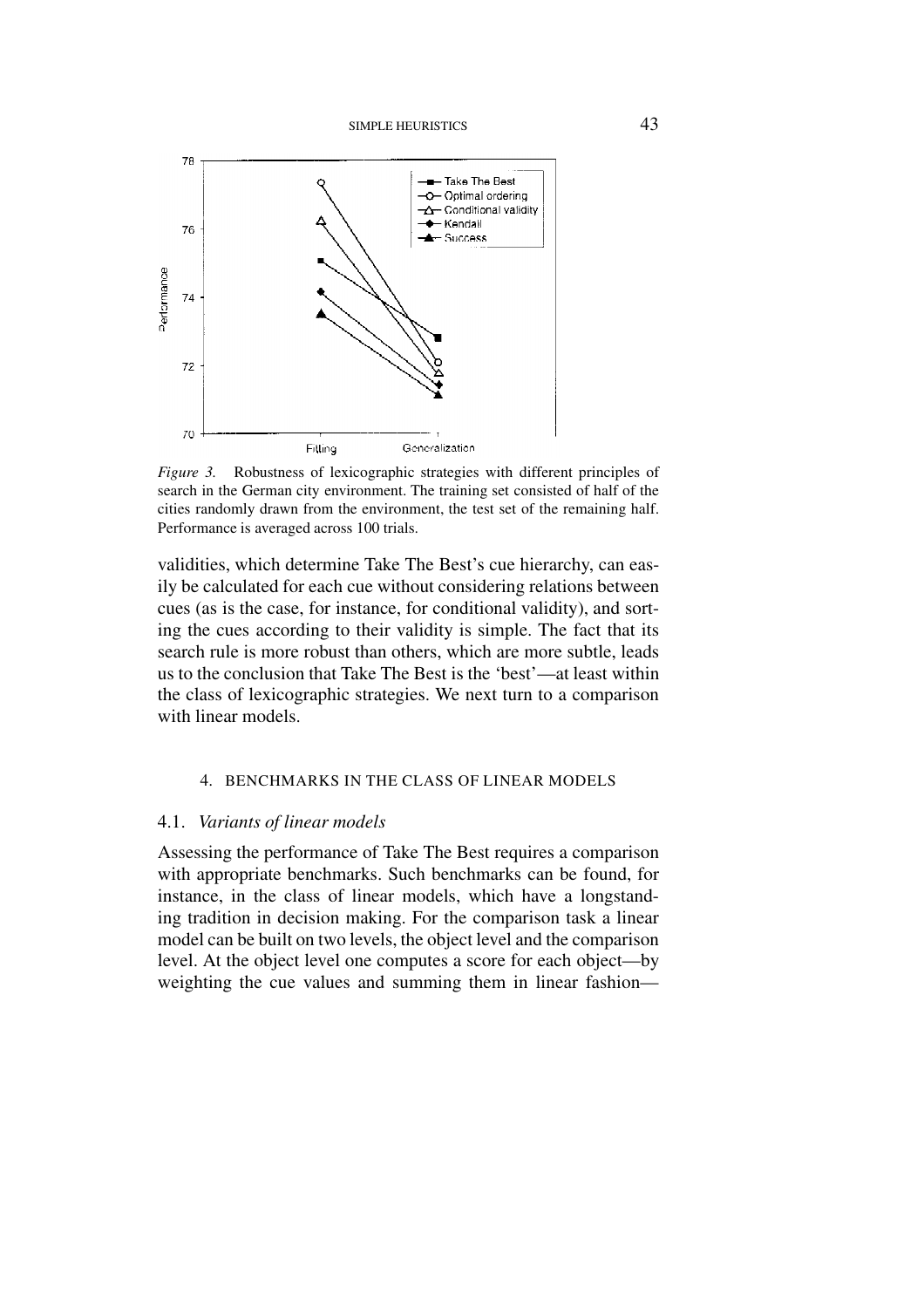*Figure 3.* Robustness of lexicographic strategies with different principles of search in the German city environment. The training set consisted of half of the cities randomly drawn from the environment, the test set of the remaining half. Performance is averaged across 100 trials.

validities, which determine Take The Best's cue hierarchy, can easily be calculated for each cue without considering relations between cues (as is the case, for instance, for conditional validity), and sorting the cues according to their validity is simple. The fact that its search rule is more robust than others, which are more subtle, leads us to the conclusion that Take The Best is the 'best'—at least within the class of lexicographic strategies. We next turn to a comparison with linear models.

## 4. BENCHMARKS IN THE CLASS OF LINEAR MODELS

### 4.1. *Variants of linear models*

Assessing the performance of Take The Best requires a comparison with appropriate benchmarks. Such benchmarks can be found, for instance, in the class of linear models, which have a longstanding tradition in decision making. For the comparison task a linear model can be built on two levels, the object level and the comparison level. At the object level one computes a score for each object—by weighting the cue values and summing them in linear fashion—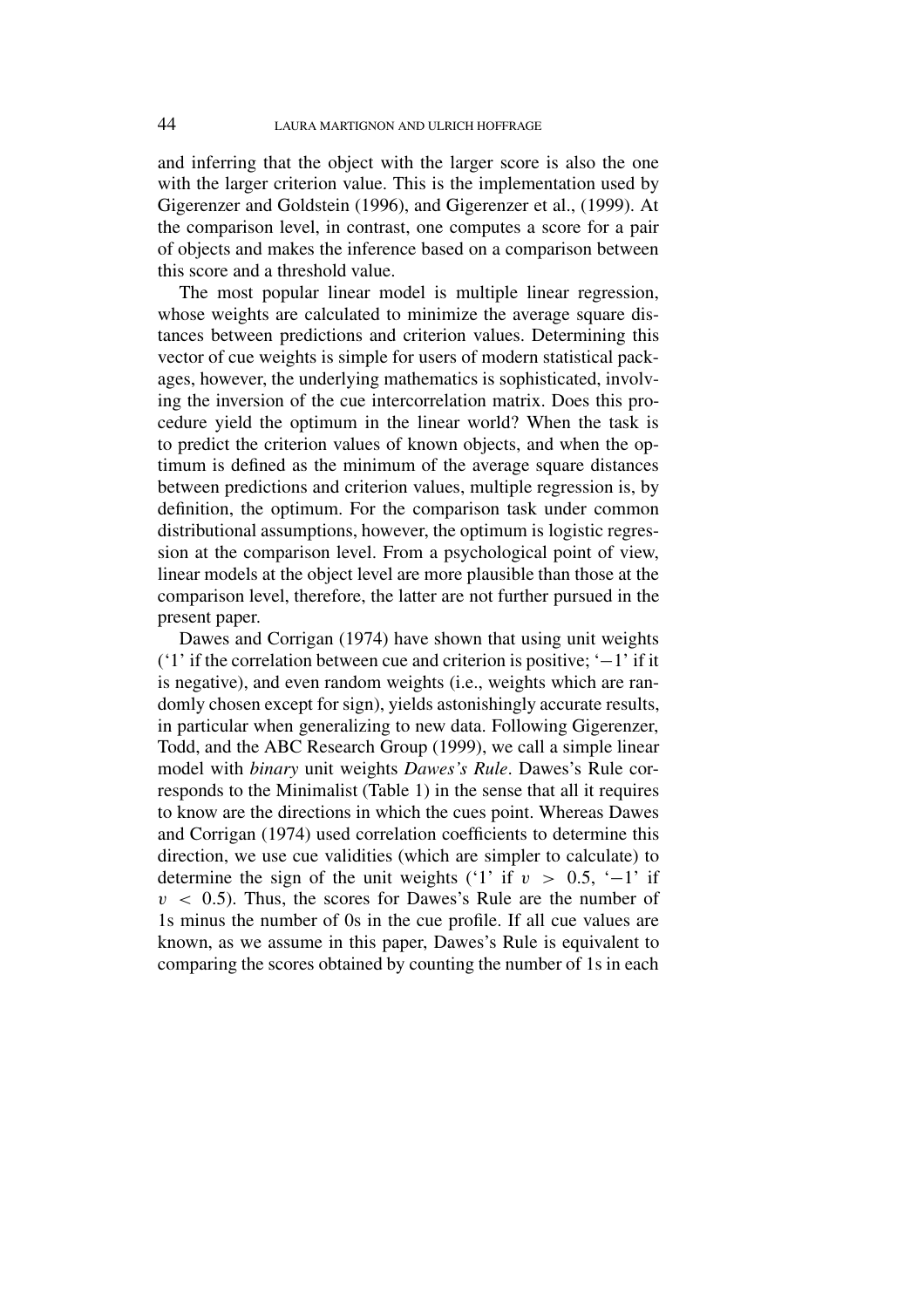and inferring that the object with the larger score is also the one with the larger criterion value. This is the implementation used by Gigerenzer and Goldstein (1996), and Gigerenzer et al., (1999). At the comparison level, in contrast, one computes a score for a pair of objects and makes the inference based on a comparison between this score and a threshold value.

The most popular linear model is multiple linear regression, whose weights are calculated to minimize the average square distances between predictions and criterion values. Determining this vector of cue weights is simple for users of modern statistical packages, however, the underlying mathematics is sophisticated, involving the inversion of the cue intercorrelation matrix. Does this procedure yield the optimum in the linear world? When the task is to predict the criterion values of known objects, and when the optimum is defined as the minimum of the average square distances between predictions and criterion values, multiple regression is, by definition, the optimum. For the comparison task under common distributional assumptions, however, the optimum is logistic regression at the comparison level. From a psychological point of view, linear models at the object level are more plausible than those at the comparison level, therefore, the latter are not further pursued in the present paper.

Dawes and Corrigan (1974) have shown that using unit weights ('1' if the correlation between cue and criterion is positive; '$-1$' if it is negative), and even random weights (i.e., weights which are randomly chosen except for sign), yields astonishingly accurate results, in particular when generalizing to new data. Following Gigerenzer, Todd, and the ABC Research Group (1999), we call a simple linear model with *binary* unit weights *Dawes's Rule*. Dawes's Rule corresponds to the Minimalist (Table 1) in the sense that all it requires to know are the directions in which the cues point. Whereas Dawes and Corrigan (1974) used correlation coefficients to determine this direction, we use cue validities (which are simpler to calculate) to determine the sign of the unit weights ('1' if $v > 0.5$, '$-1$' if $v < 0.5$). Thus, the scores for Dawes's Rule are the number of 1s minus the number of 0s in the cue profile. If all cue values are known, as we assume in this paper, Dawes's Rule is equivalent to comparing the scores obtained by counting the number of 1s in each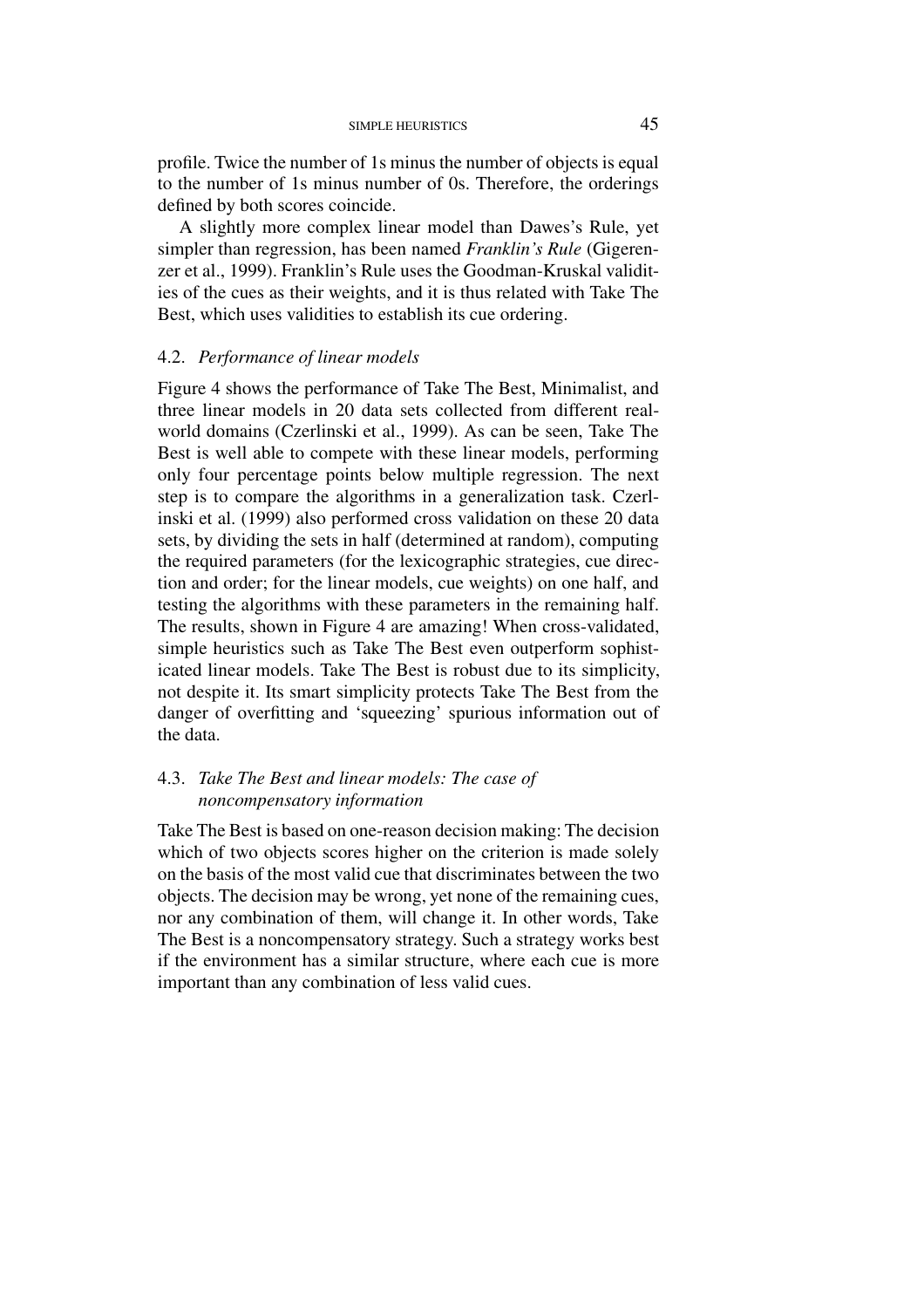profile. Twice the number of 1s minus the number of objects is equal to the number of 1s minus number of 0s. Therefore, the orderings defined by both scores coincide.

A slightly more complex linear model than Dawes's Rule, yet simpler than regression, has been named *Franklin's Rule* (Gigerenzer et al., 1999). Franklin's Rule uses the Goodman-Kruskal validities of the cues as their weights, and it is thus related with Take The Best, which uses validities to establish its cue ordering.

### 4.2. *Performance of linear models*

Figure 4 shows the performance of Take The Best, Minimalist, and three linear models in 20 data sets collected from different real-world domains (Czerlinski et al., 1999). As can be seen, Take The Best is well able to compete with these linear models, performing only four percentage points below multiple regression. The next step is to compare the algorithms in a generalization task. Czerlinski et al. (1999) also performed cross validation on these 20 data sets, by dividing the sets in half (determined at random), computing the required parameters (for the lexicographic strategies, cue direction and order; for the linear models, cue weights) on one half, and testing the algorithms with these parameters in the remaining half. The results, shown in Figure 4 are amazing! When cross-validated, simple heuristics such as Take The Best even outperform sophisticated linear models. Take The Best is robust due to its simplicity, not despite it. Its smart simplicity protects Take The Best from the danger of overfitting and 'squeezing' spurious information out of the data.

### 4.3. *Take The Best and linear models: The case of noncompensatory information*

Take The Best is based on one-reason decision making: The decision which of two objects scores higher on the criterion is made solely on the basis of the most valid cue that discriminates between the two objects. The decision may be wrong, yet none of the remaining cues, nor any combination of them, will change it. In other words, Take The Best is a noncompensatory strategy. Such a strategy works best if the environment has a similar structure, where each cue is more important than any combination of less valid cues.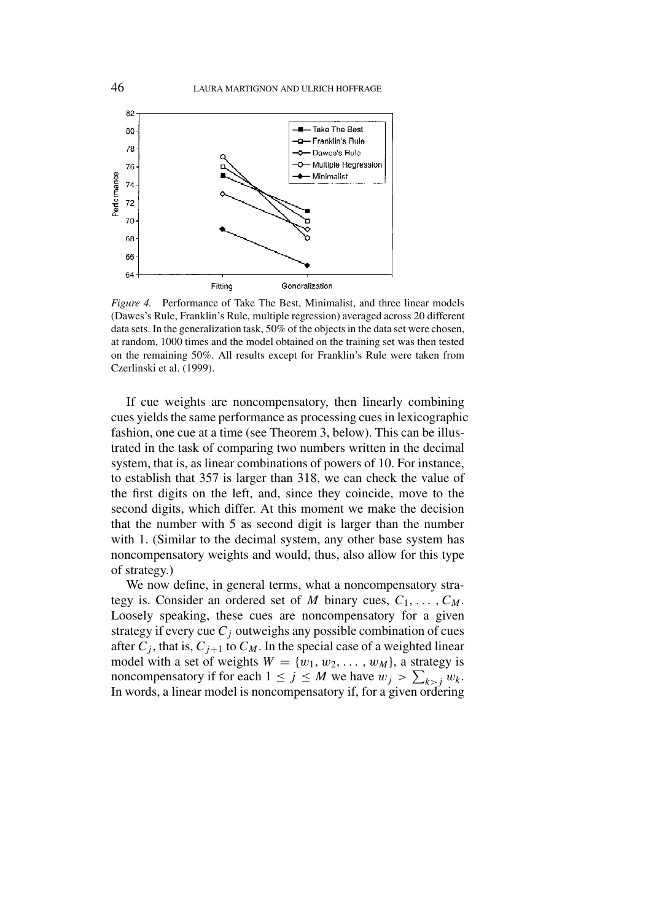*Figure 4.* Performance of Take The Best, Minimalist, and three linear models (Dawes's Rule, Franklin's Rule, multiple regression) averaged across 20 different data sets. In the generalization task, 50% of the objects in the data set were chosen, at random, 1000 times and the model obtained on the training set was then tested on the remaining 50%. All results except for Franklin's Rule were taken from Czerlinski et al. (1999).

If cue weights are noncompensatory, then linearly combining cues yields the same performance as processing cues in lexicographic fashion, one cue at a time (see Theorem 3, below). This can be illustrated in the task of comparing two numbers written in the decimal system, that is, as linear combinations of powers of 10. For instance, to establish that 357 is larger than 318, we can check the value of the first digits on the left, and, since they coincide, move to the second digits, which differ. At this moment we make the decision that the number with 5 as second digit is larger than the number with 1. (Similar to the decimal system, any other base system has noncompensatory weights and would, thus, also allow for this type of strategy.)

We now define, in general terms, what a noncompensatory strategy is. Consider an ordered set of $M$ binary cues, $C_1, \ldots, C_M$. Loosely speaking, these cues are noncompensatory for a given strategy if every cue $C_j$ outweighs any possible combination of cues after $C_j$, that is, $C_{j+1}$ to $C_M$. In the special case of a weighted linear model with a set of weights $W = \{w_1, w_2, \ldots, w_M\}$, a strategy is noncompensatory if for each $1 \leq j \leq M$ we have $w_j > \sum_{k>j} w_k$. In words, a linear model is noncompensatory if, for a given ordering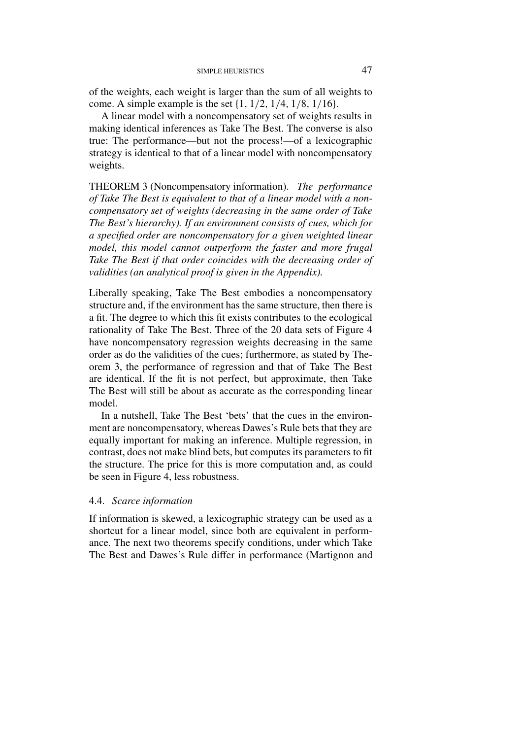of the weights, each weight is larger than the sum of all weights to come. A simple example is the set {1, 1/2, 1/4, 1/8, 1/16}.

A linear model with a noncompensatory set of weights results in making identical inferences as Take The Best. The converse is also true: The performance—but not the process!—of a lexicographic strategy is identical to that of a linear model with noncompensatory weights.

THEOREM 3 (Noncompensatory information). *The performance of Take The Best is equivalent to that of a linear model with a noncompensatory set of weights (decreasing in the same order of Take The Best's hierarchy). If an environment consists of cues, which for a specified order are noncompensatory for a given weighted linear model, this model cannot outperform the faster and more frugal Take The Best if that order coincides with the decreasing order of validities (an analytical proof is given in the Appendix).*

Liberally speaking, Take The Best embodies a noncompensatory structure and, if the environment has the same structure, then there is a fit. The degree to which this fit exists contributes to the ecological rationality of Take The Best. Three of the 20 data sets of Figure 4 have noncompensatory regression weights decreasing in the same order as do the validities of the cues; furthermore, as stated by Theorem 3, the performance of regression and that of Take The Best are identical. If the fit is not perfect, but approximate, then Take The Best will still be about as accurate as the corresponding linear model.

In a nutshell, Take The Best 'bets' that the cues in the environment are noncompensatory, whereas Dawes's Rule bets that they are equally important for making an inference. Multiple regression, in contrast, does not make blind bets, but computes its parameters to fit the structure. The price for this is more computation and, as could be seen in Figure 4, less robustness.

### 4.4. *Scarce information*

If information is skewed, a lexicographic strategy can be used as a shortcut for a linear model, since both are equivalent in performance. The next two theorems specify conditions, under which Take The Best and Dawes's Rule differ in performance (Martignon and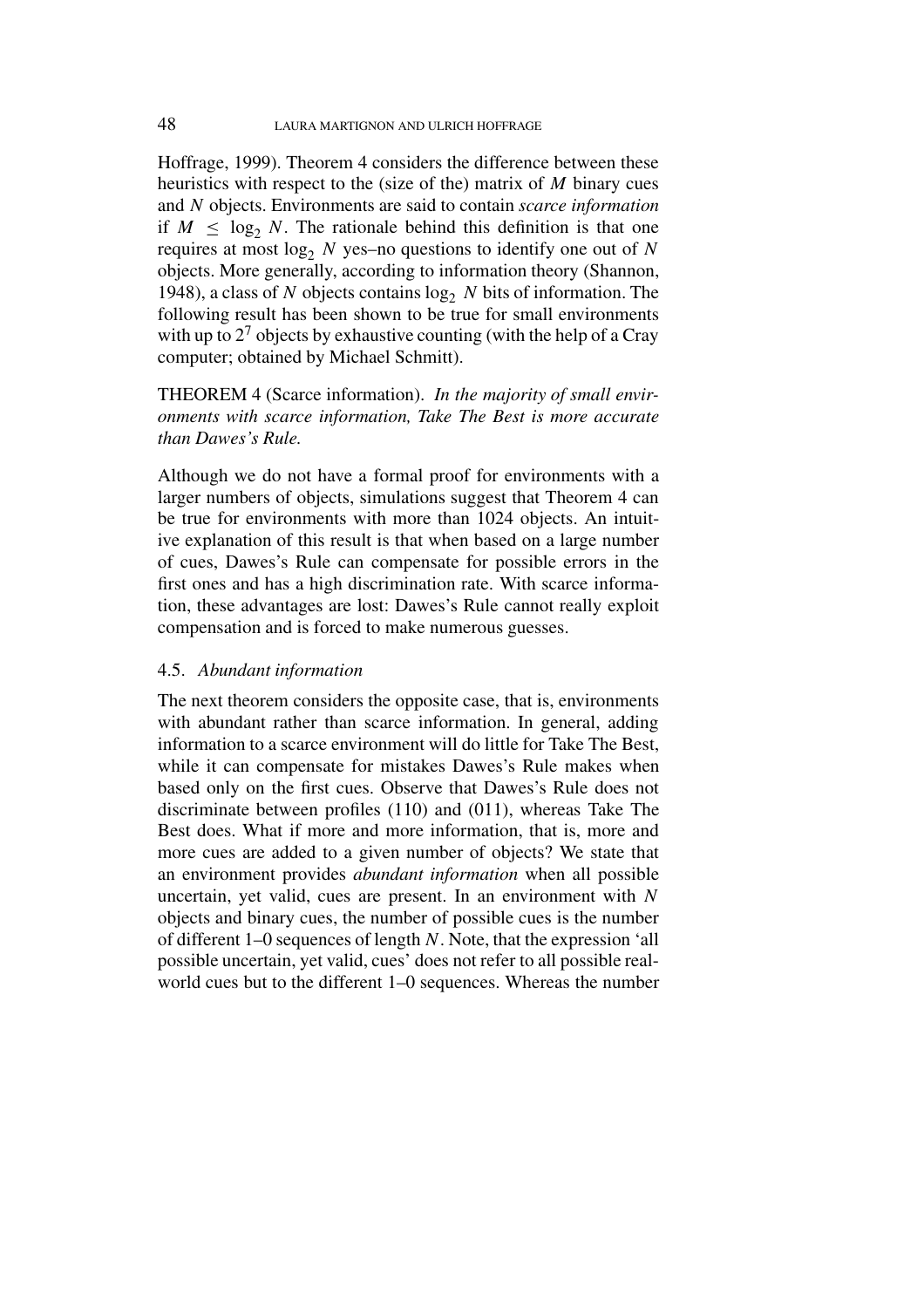Hoffrage, 1999). Theorem 4 considers the difference between these heuristics with respect to the (size of the) matrix of $M$ binary cues and $N$ objects. Environments are said to contain *scarce information* if $M \leq \log_2 N$. The rationale behind this definition is that one requires at most $\log_2 N$ yes–no questions to identify one out of $N$ objects. More generally, according to information theory (Shannon, 1948), a class of $N$ objects contains $\log_2 N$ bits of information. The following result has been shown to be true for small environments with up to $2^7$ objects by exhaustive counting (with the help of a Cray computer; obtained by Michael Schmitt).

THEOREM 4 (Scarce information). *In the majority of small environments with scarce information, Take The Best is more accurate than Dawes's Rule.*

Although we do not have a formal proof for environments with a larger numbers of objects, simulations suggest that Theorem 4 can be true for environments with more than 1024 objects. An intuitive explanation of this result is that when based on a large number of cues, Dawes's Rule can compensate for possible errors in the first ones and has a high discrimination rate. With scarce information, these advantages are lost: Dawes's Rule cannot really exploit compensation and is forced to make numerous guesses.

### 4.5. *Abundant information*

The next theorem considers the opposite case, that is, environments with abundant rather than scarce information. In general, adding information to a scarce environment will do little for Take The Best, while it can compensate for mistakes Dawes's Rule makes when based only on the first cues. Observe that Dawes's Rule does not discriminate between profiles (110) and (011), whereas Take The Best does. What if more and more information, that is, more and more cues are added to a given number of objects? We state that an environment provides *abundant information* when all possible uncertain, yet valid, cues are present. In an environment with $N$ objects and binary cues, the number of possible cues is the number of different 1–0 sequences of length $N$. Note, that the expression 'all possible uncertain, yet valid, cues' does not refer to all possible real-world cues but to the different 1–0 sequences. Whereas the number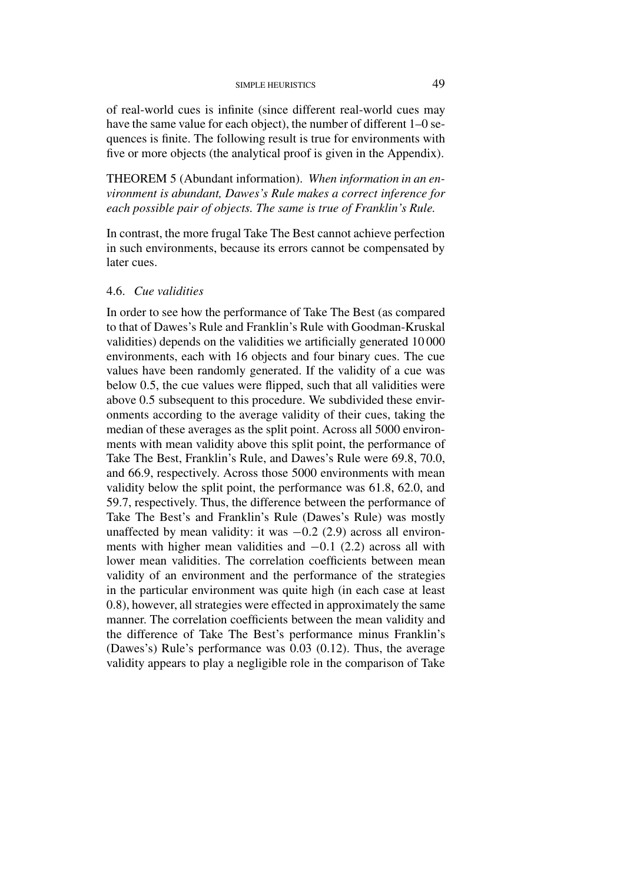of real-world cues is infinite (since different real-world cues may have the same value for each object), the number of different 1–0 sequences is finite. The following result is true for environments with five or more objects (the analytical proof is given in the Appendix).

THEOREM 5 (Abundant information). *When information in an environment is abundant, Dawes's Rule makes a correct inference for each possible pair of objects. The same is true of Franklin's Rule.*

In contrast, the more frugal Take The Best cannot achieve perfection in such environments, because its errors cannot be compensated by later cues.

### 4.6. *Cue validities*

In order to see how the performance of Take The Best (as compared to that of Dawes's Rule and Franklin's Rule with Goodman-Kruskal validities) depends on the validities we artificially generated 10 000 environments, each with 16 objects and four binary cues. The cue values have been randomly generated. If the validity of a cue was below 0.5, the cue values were flipped, such that all validities were above 0.5 subsequent to this procedure. We subdivided these environments according to the average validity of their cues, taking the median of these averages as the split point. Across all 5000 environments with mean validity above this split point, the performance of Take The Best, Franklin's Rule, and Dawes's Rule were 69.8, 70.0, and 66.9, respectively. Across those 5000 environments with mean validity below the split point, the performance was 61.8, 62.0, and 59.7, respectively. Thus, the difference between the performance of Take The Best's and Franklin's Rule (Dawes's Rule) was mostly unaffected by mean validity: it was $-0.2$ (2.9) across all environments with higher mean validities and $-0.1$ (2.2) across all with lower mean validities. The correlation coefficients between mean validity of an environment and the performance of the strategies in the particular environment was quite high (in each case at least 0.8), however, all strategies were effected in approximately the same manner. The correlation coefficients between the mean validity and the difference of Take The Best's performance minus Franklin's (Dawes's) Rule's performance was 0.03 (0.12). Thus, the average validity appears to play a negligible role in the comparison of Take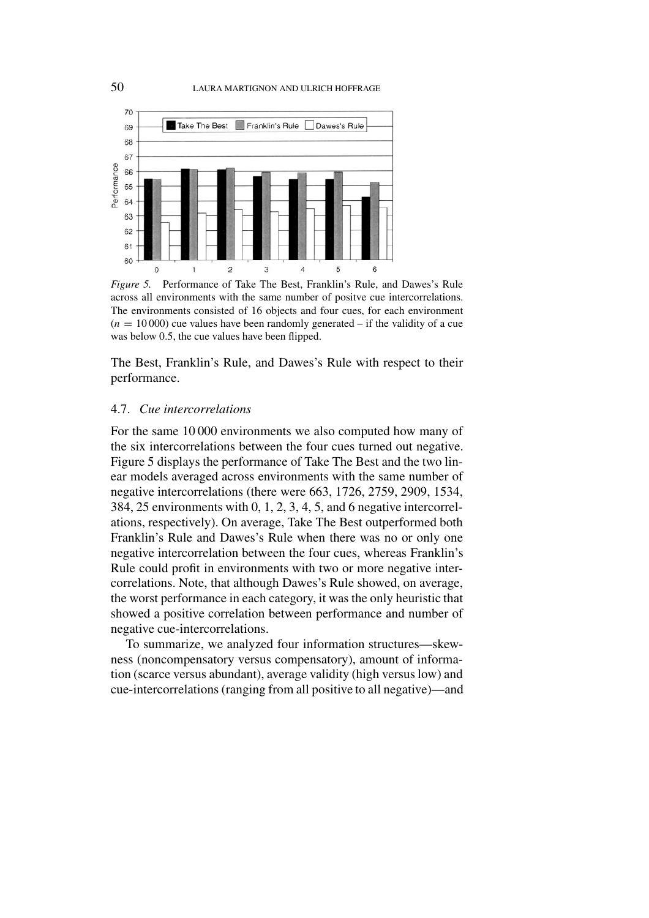*Figure 5.* Performance of Take The Best, Franklin's Rule, and Dawes's Rule across all environments with the same number of positve cue intercorrelations. The environments consisted of 16 objects and four cues, for each environment ($n = 10\,000$) cue values have been randomly generated – if the validity of a cue was below 0.5, the cue values have been flipped.

The Best, Franklin's Rule, and Dawes's Rule with respect to their performance.

### 4.7. *Cue intercorrelations*

For the same 10 000 environments we also computed how many of the six intercorrelations between the four cues turned out negative. Figure 5 displays the performance of Take The Best and the two linear models averaged across environments with the same number of negative intercorrelations (there were 663, 1726, 2759, 2909, 1534, 384, 25 environments with 0, 1, 2, 3, 4, 5, and 6 negative intercorrelations, respectively). On average, Take The Best outperformed both Franklin's Rule and Dawes's Rule when there was no or only one negative intercorrelation between the four cues, whereas Franklin's Rule could profit in environments with two or more negative intercorrelations. Note, that although Dawes's Rule showed, on average, the worst performance in each category, it was the only heuristic that showed a positive correlation between performance and number of negative cue-intercorrelations.

To summarize, we analyzed four information structures—skewness (noncompensatory versus compensatory), amount of information (scarce versus abundant), average validity (high versus low) and cue-intercorrelations (ranging from all positive to all negative)—and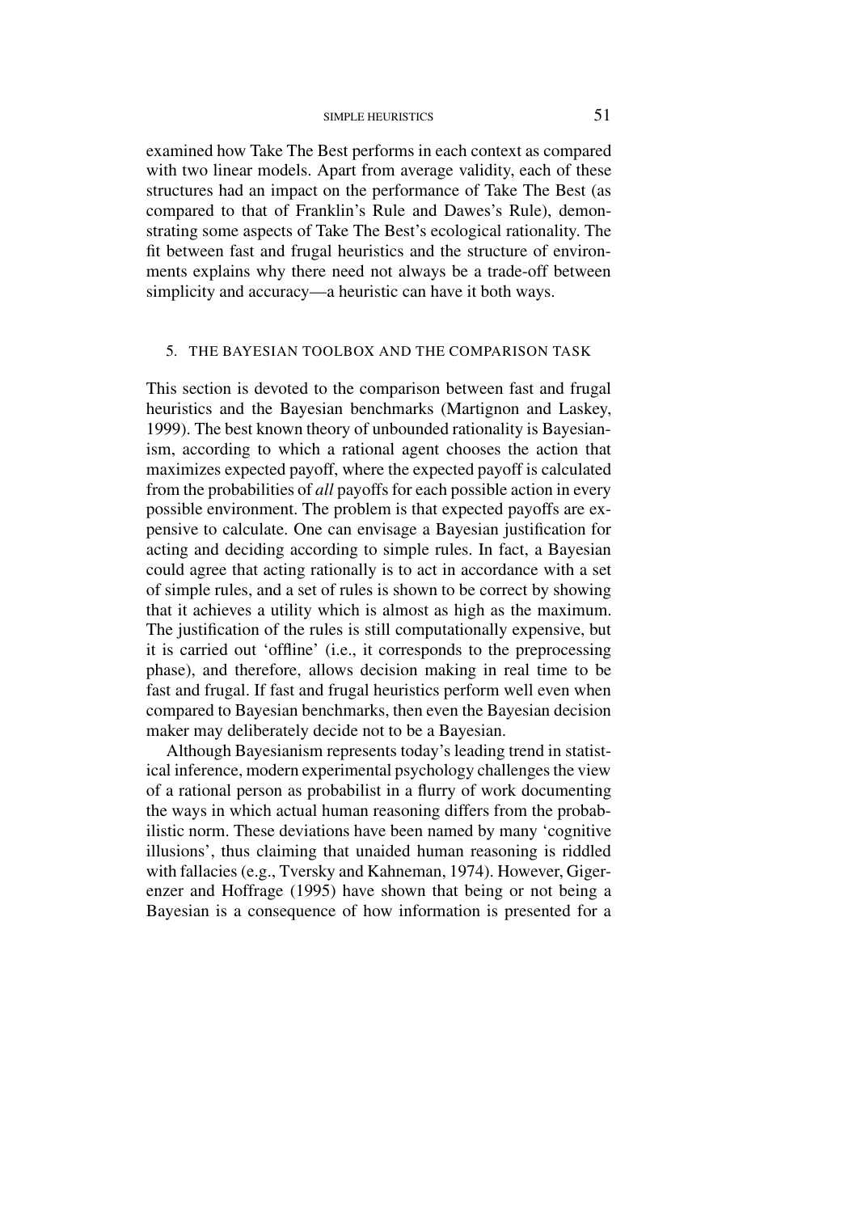examined how Take The Best performs in each context as compared with two linear models. Apart from average validity, each of these structures had an impact on the performance of Take The Best (as compared to that of Franklin's Rule and Dawes's Rule), demonstrating some aspects of Take The Best's ecological rationality. The fit between fast and frugal heuristics and the structure of environments explains why there need not always be a trade-off between simplicity and accuracy—a heuristic can have it both ways.

## 5. THE BAYESIAN TOOLBOX AND THE COMPARISON TASK

This section is devoted to the comparison between fast and frugal heuristics and the Bayesian benchmarks (Martignon and Laskey, 1999). The best known theory of unbounded rationality is Bayesianism, according to which a rational agent chooses the action that maximizes expected payoff, where the expected payoff is calculated from the probabilities of *all* payoffs for each possible action in every possible environment. The problem is that expected payoffs are expensive to calculate. One can envisage a Bayesian justification for acting and deciding according to simple rules. In fact, a Bayesian could agree that acting rationally is to act in accordance with a set of simple rules, and a set of rules is shown to be correct by showing that it achieves a utility which is almost as high as the maximum. The justification of the rules is still computationally expensive, but it is carried out 'offline' (i.e., it corresponds to the preprocessing phase), and therefore, allows decision making in real time to be fast and frugal. If fast and frugal heuristics perform well even when compared to Bayesian benchmarks, then even the Bayesian decision maker may deliberately decide not to be a Bayesian.

Although Bayesianism represents today's leading trend in statistical inference, modern experimental psychology challenges the view of a rational person as probabilist in a flurry of work documenting the ways in which actual human reasoning differs from the probabilistic norm. These deviations have been named by many 'cognitive illusions', thus claiming that unaided human reasoning is riddled with fallacies (e.g., Tversky and Kahneman, 1974). However, Gigerenzer and Hoffrage (1995) have shown that being or not being a Bayesian is a consequence of how information is presented for a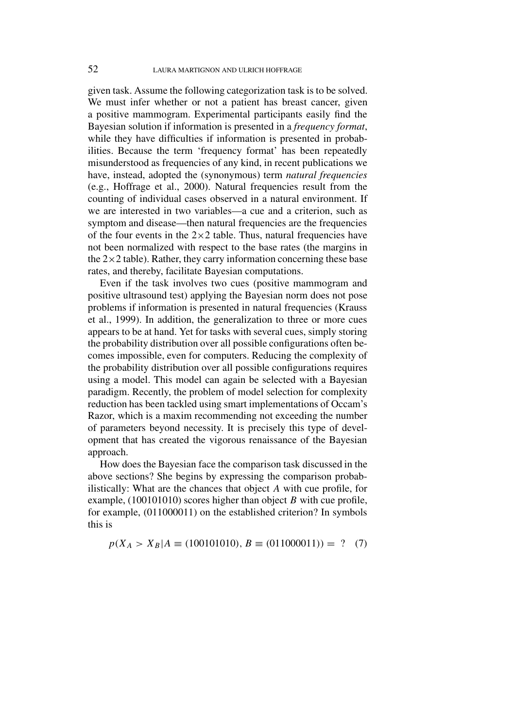given task. Assume the following categorization task is to be solved. We must infer whether or not a patient has breast cancer, given a positive mammogram. Experimental participants easily find the Bayesian solution if information is presented in a *frequency format*, while they have difficulties if information is presented in probabilities. Because the term 'frequency format' has been repeatedly misunderstood as frequencies of any kind, in recent publications we have, instead, adopted the (synonymous) term *natural frequencies* (e.g., Hoffrage et al., 2000). Natural frequencies result from the counting of individual cases observed in a natural environment. If we are interested in two variables—a cue and a criterion, such as symptom and disease—then natural frequencies are the frequencies of the four events in the $2 \times 2$ table. Thus, natural frequencies have not been normalized with respect to the base rates (the margins in the $2 \times 2$ table). Rather, they carry information concerning these base rates, and thereby, facilitate Bayesian computations.

Even if the task involves two cues (positive mammogram and positive ultrasound test) applying the Bayesian norm does not pose problems if information is presented in natural frequencies (Krauss et al., 1999). In addition, the generalization to three or more cues appears to be at hand. Yet for tasks with several cues, simply storing the probability distribution over all possible configurations often becomes impossible, even for computers. Reducing the complexity of the probability distribution over all possible configurations requires using a model. This model can again be selected with a Bayesian paradigm. Recently, the problem of model selection for complexity reduction has been tackled using smart implementations of Occam's Razor, which is a maxim recommending not exceeding the number of parameters beyond necessity. It is precisely this type of development that has created the vigorous renaissance of the Bayesian approach.

How does the Bayesian face the comparison task discussed in the above sections? She begins by expressing the comparison probabilistically: What are the chances that object $A$ with cue profile, for example, (100101010) scores higher than object $B$ with cue profile, for example, (011000011) on the established criterion? In symbols this is

$$p(X_A > X_B | A \equiv (100101010), B \equiv (011000011)) = \ ? \quad (7)$$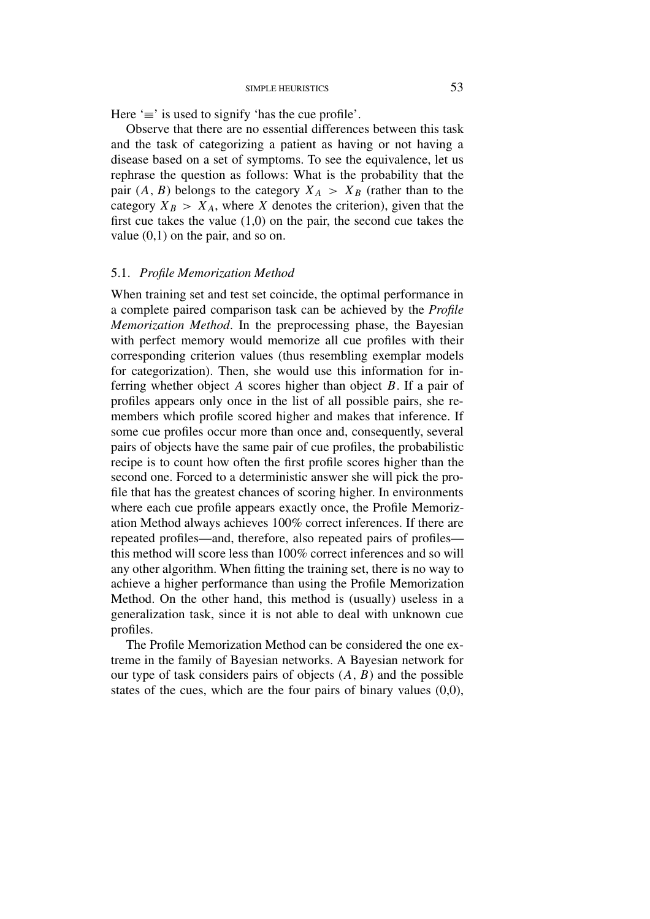Here '≡' is used to signify 'has the cue profile'.

Observe that there are no essential differences between this task and the task of categorizing a patient as having or not having a disease based on a set of symptoms. To see the equivalence, let us rephrase the question as follows: What is the probability that the pair $(A, B)$ belongs to the category $X_A > X_B$ (rather than to the category $X_B > X_A$, where $X$ denotes the criterion), given that the first cue takes the value (1,0) on the pair, the second cue takes the value (0,1) on the pair, and so on.

### 5.1. *Profile Memorization Method*

When training set and test set coincide, the optimal performance in a complete paired comparison task can be achieved by the *Profile Memorization Method*. In the preprocessing phase, the Bayesian with perfect memory would memorize all cue profiles with their corresponding criterion values (thus resembling exemplar models for categorization). Then, she would use this information for inferring whether object $A$ scores higher than object $B$. If a pair of profiles appears only once in the list of all possible pairs, she remembers which profile scored higher and makes that inference. If some cue profiles occur more than once and, consequently, several pairs of objects have the same pair of cue profiles, the probabilistic recipe is to count how often the first profile scores higher than the second one. Forced to a deterministic answer she will pick the profile that has the greatest chances of scoring higher. In environments where each cue profile appears exactly once, the Profile Memorization Method always achieves 100% correct inferences. If there are repeated profiles—and, therefore, also repeated pairs of profiles—this method will score less than 100% correct inferences and so will any other algorithm. When fitting the training set, there is no way to achieve a higher performance than using the Profile Memorization Method. On the other hand, this method is (usually) useless in a generalization task, since it is not able to deal with unknown cue profiles.

The Profile Memorization Method can be considered the one extreme in the family of Bayesian networks. A Bayesian network for our type of task considers pairs of objects $(A, B)$ and the possible states of the cues, which are the four pairs of binary values (0,0),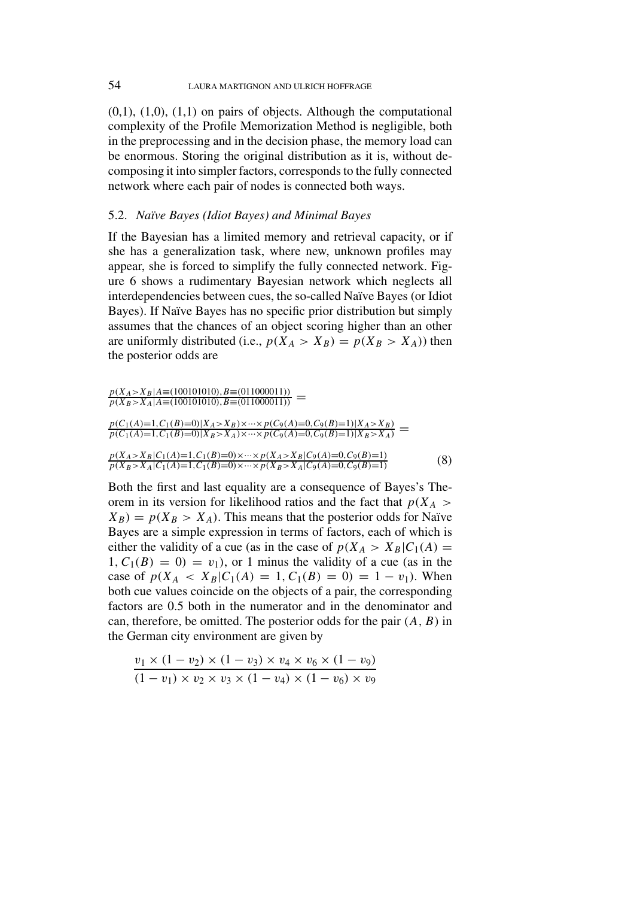(0,1), (1,0), (1,1) on pairs of objects. Although the computational complexity of the Profile Memorization Method is negligible, both in the preprocessing and in the decision phase, the memory load can be enormous. Storing the original distribution as it is, without decomposing it into simpler factors, corresponds to the fully connected network where each pair of nodes is connected both ways.

### 5.2. *Naïve Bayes (Idiot Bayes) and Minimal Bayes*

If the Bayesian has a limited memory and retrieval capacity, or if she has a generalization task, where new, unknown profiles may appear, she is forced to simplify the fully connected network. Figure 6 shows a rudimentary Bayesian network which neglects all interdependencies between cues, the so-called Naïve Bayes (or Idiot Bayes). If Naïve Bayes has no specific prior distribution but simply assumes that the chances of an object scoring higher than an other are uniformly distributed (i.e., $p(X_A > X_B) = p(X_B > X_A)$) then the posterior odds are

$$\frac{p(X_A > X_B | A \equiv (100101010), B \equiv (011000011))}{p(X_B > X_A | A \equiv (100101010), B \equiv (011000011))} =$$

$$\frac{p(C_1(A)=1, C_1(B)=0) | X_A > X_B) \times \cdots \times p(C_9(A)=0, C_9(B)=1) | X_A > X_B)}{p(C_1(A)=1, C_1(B)=0) | X_B > X_A) \times \cdots \times p(C_9(A)=0, C_9(B)=1) | X_B > X_A)} =$$

$$\frac{p(X_A > X_B | C_1(A)=1, C_1(B)=0) \times \cdots \times p(X_A > X_B | C_9(A)=0, C_9(B)=1)}{p(X_B > X_A | C_1(A)=1, C_1(B)=0) \times \cdots \times p(X_B > X_A | C_9(A)=0, C_9(B)=1)} \quad (8)$$

Both the first and last equality are a consequence of Bayes's Theorem in its version for likelihood ratios and the fact that $p(X_A > X_B) = p(X_B > X_A)$. This means that the posterior odds for Naïve Bayes are a simple expression in terms of factors, each of which is either the validity of a cue (as in the case of $p(X_A > X_B | C_1(A) = 1, C_1(B) = 0) = v_1$), or 1 minus the validity of a cue (as in the case of $p(X_A < X_B | C_1(A) = 1, C_1(B) = 0) = 1 - v_1$). When both cue values coincide on the objects of a pair, the corresponding factors are 0.5 both in the numerator and in the denominator and can, therefore, be omitted. The posterior odds for the pair $(A, B)$ in the German city environment are given by

$$\frac{v_1 \times (1 - v_2) \times (1 - v_3) \times v_4 \times v_6 \times (1 - v_9)}{(1 - v_1) \times v_2 \times v_3 \times (1 - v_4) \times (1 - v_6) \times v_9}$$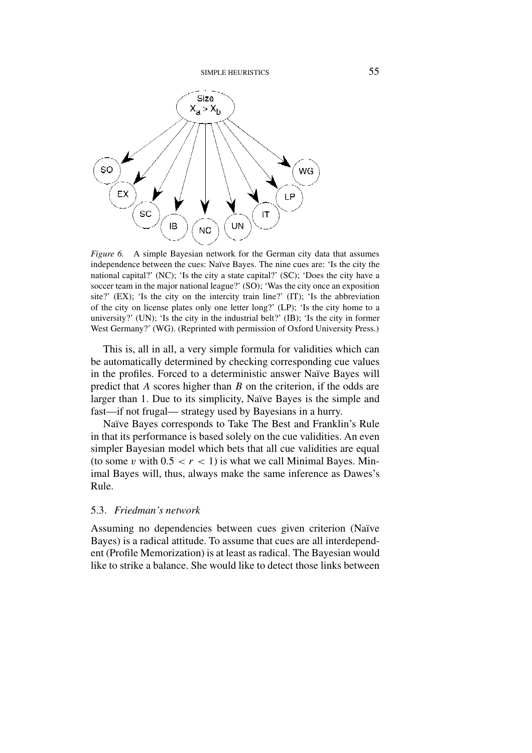*Figure 6.* A simple Bayesian network for the German city data that assumes independence between the cues: Naïve Bayes. The nine cues are: 'Is the city the national capital?' (NC); 'Is the city a state capital?' (SC); 'Does the city have a soccer team in the major national league?' (SO); 'Was the city once an exposition site?' (EX); 'Is the city on the intercity train line?' (IT); 'Is the abbreviation of the city on license plates only one letter long?' (LP); 'Is the city home to a university?' (UN); 'Is the city in the industrial belt?' (IB); 'Is the city in former West Germany?' (WG). (Reprinted with permission of Oxford University Press.)

This is, all in all, a very simple formula for validities which can be automatically determined by checking corresponding cue values in the profiles. Forced to a deterministic answer Naïve Bayes will predict that *A* scores higher than *B* on the criterion, if the odds are larger than 1. Due to its simplicity, Naïve Bayes is the simple and fast—if not frugal— strategy used by Bayesians in a hurry.

Naïve Bayes corresponds to Take The Best and Franklin's Rule in that its performance is based solely on the cue validities. An even simpler Bayesian model which bets that all cue validities are equal (to some $v$ with $0.5 < r < 1$) is what we call Minimal Bayes. Minimal Bayes will, thus, always make the same inference as Dawes's Rule.

### 5.3. *Friedman's network*

Assuming no dependencies between cues given criterion (Naïve Bayes) is a radical attitude. To assume that cues are all interdependent (Profile Memorization) is at least as radical. The Bayesian would like to strike a balance. She would like to detect those links between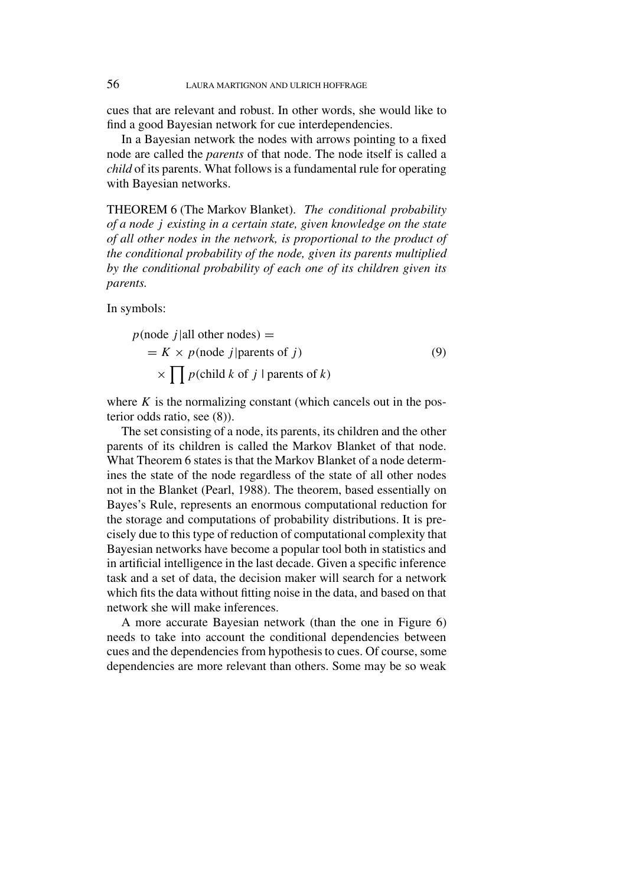cues that are relevant and robust. In other words, she would like to find a good Bayesian network for cue interdependencies.

In a Bayesian network the nodes with arrows pointing to a fixed node are called the *parents* of that node. The node itself is called a *child* of its parents. What follows is a fundamental rule for operating with Bayesian networks.

THEOREM 6 (The Markov Blanket). *The conditional probability of a node $j$ existing in a certain state, given knowledge on the state of all other nodes in the network, is proportional to the product of the conditional probability of the node, given its parents multiplied by the conditional probability of each one of its children given its parents.*

In symbols:

$$
\begin{aligned}
&p(\text{node } j|\text{all other nodes}) = \\
&\quad = K \times p(\text{node } j|\text{parents of } j) \\
&\qquad \times \prod p(\text{child } k \text{ of } j \mid \text{parents of } k)
\end{aligned}
\tag{9}
$$

where $K$ is the normalizing constant (which cancels out in the posterior odds ratio, see (8)).

The set consisting of a node, its parents, its children and the other parents of its children is called the Markov Blanket of that node. What Theorem 6 states is that the Markov Blanket of a node determines the state of the node regardless of the state of all other nodes not in the Blanket (Pearl, 1988). The theorem, based essentially on Bayes's Rule, represents an enormous computational reduction for the storage and computations of probability distributions. It is precisely due to this type of reduction of computational complexity that Bayesian networks have become a popular tool both in statistics and in artificial intelligence in the last decade. Given a specific inference task and a set of data, the decision maker will search for a network which fits the data without fitting noise in the data, and based on that network she will make inferences.

A more accurate Bayesian network (than the one in Figure 6) needs to take into account the conditional dependencies between cues and the dependencies from hypothesis to cues. Of course, some dependencies are more relevant than others. Some may be so weak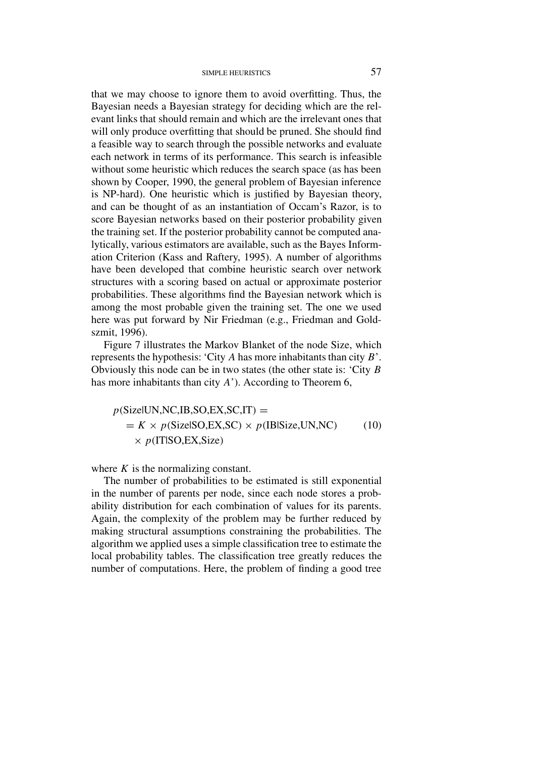that we may choose to ignore them to avoid overfitting. Thus, the Bayesian needs a Bayesian strategy for deciding which are the relevant links that should remain and which are the irrelevant ones that will only produce overfitting that should be pruned. She should find a feasible way to search through the possible networks and evaluate each network in terms of its performance. This search is infeasible without some heuristic which reduces the search space (as has been shown by Cooper, 1990, the general problem of Bayesian inference is NP-hard). One heuristic which is justified by Bayesian theory, and can be thought of as an instantiation of Occam's Razor, is to score Bayesian networks based on their posterior probability given the training set. If the posterior probability cannot be computed analytically, various estimators are available, such as the Bayes Information Criterion (Kass and Raftery, 1995). A number of algorithms have been developed that combine heuristic search over network structures with a scoring based on actual or approximate posterior probabilities. These algorithms find the Bayesian network which is among the most probable given the training set. The one we used here was put forward by Nir Friedman (e.g., Friedman and Goldszmit, 1996).

Figure 7 illustrates the Markov Blanket of the node Size, which represents the hypothesis: 'City *A* has more inhabitants than city *B*'. Obviously this node can be in two states (the other state is: 'City *B* has more inhabitants than city *A*'). According to Theorem 6,

$$
\begin{aligned}
&p(\text{Size}|\text{UN,NC,IB,SO,EX,SC,IT}) = \\
&\quad = K \times p(\text{Size}|\text{SO,EX,SC}) \times p(\text{IB}|\text{Size,UN,NC}) \qquad (10) \\
&\quad\quad \times p(\text{IT}|\text{SO,EX,Size})
\end{aligned}
$$

where $K$ is the normalizing constant.

The number of probabilities to be estimated is still exponential in the number of parents per node, since each node stores a probability distribution for each combination of values for its parents. Again, the complexity of the problem may be further reduced by making structural assumptions constraining the probabilities. The algorithm we applied uses a simple classification tree to estimate the local probability tables. The classification tree greatly reduces the number of computations. Here, the problem of finding a good tree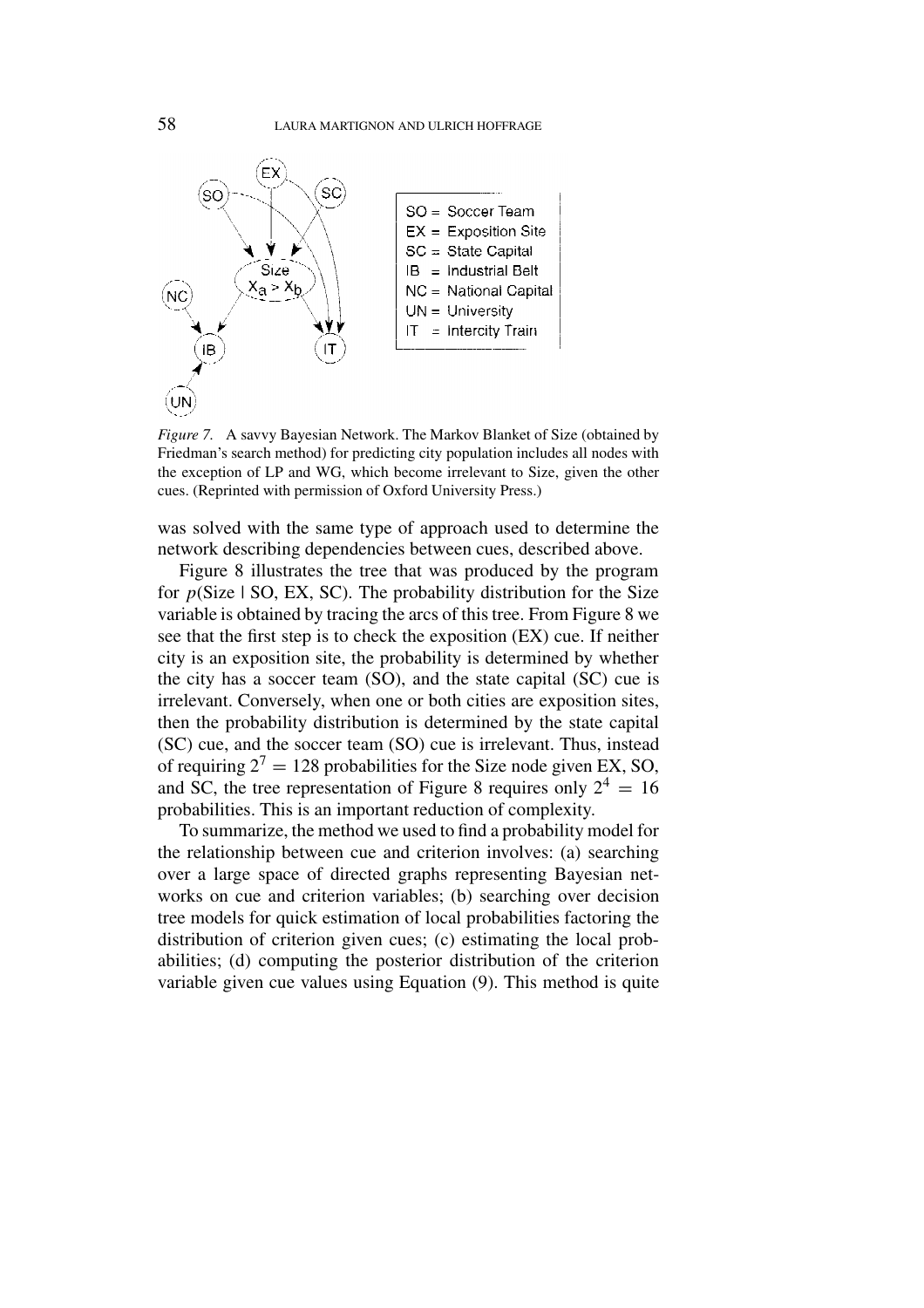*Figure 7.* A savvy Bayesian Network. The Markov Blanket of Size (obtained by Friedman's search method) for predicting city population includes all nodes with the exception of LP and WG, which become irrelevant to Size, given the other cues. (Reprinted with permission of Oxford University Press.)

was solved with the same type of approach used to determine the network describing dependencies between cues, described above.

Figure 8 illustrates the tree that was produced by the program for $p(\text{Size} \mid \text{SO, EX, SC})$. The probability distribution for the Size variable is obtained by tracing the arcs of this tree. From Figure 8 we see that the first step is to check the exposition (EX) cue. If neither city is an exposition site, the probability is determined by whether the city has a soccer team (SO), and the state capital (SC) cue is irrelevant. Conversely, when one or both cities are exposition sites, then the probability distribution is determined by the state capital (SC) cue, and the soccer team (SO) cue is irrelevant. Thus, instead of requiring $2^7 = 128$ probabilities for the Size node given EX, SO, and SC, the tree representation of Figure 8 requires only $2^4 = 16$ probabilities. This is an important reduction of complexity.

To summarize, the method we used to find a probability model for the relationship between cue and criterion involves: (a) searching over a large space of directed graphs representing Bayesian networks on cue and criterion variables; (b) searching over decision tree models for quick estimation of local probabilities factoring the distribution of criterion given cues; (c) estimating the local probabilities; (d) computing the posterior distribution of the criterion variable given cue values using Equation (9). This method is quite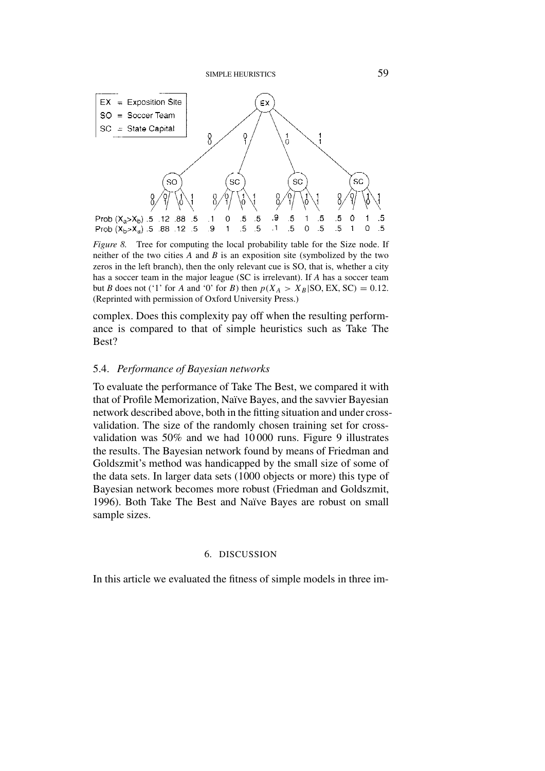EX = Exposition Site
SO = Soccer Team
SC = State Capital

| | SO | | | | SC | | | | SC | | | | SC | | | |
|---|---|---|---|---|---|---|---|---|---|---|---|---|---|---|---|---|
| Prob $(X_a>X_b)$ | .5 | .12 | .88 | .5 | .1 | 0 | .5 | .5 | .9 | .5 | 1 | .5 | .5 | 0 | 1 | .5 |
| Prob $(X_b>X_a)$ | .5 | .88 | .12 | .5 | .9 | 1 | .5 | .5 | .1 | .5 | 0 | .5 | .5 | 1 | 0 | .5 |

*Figure 8.* Tree for computing the local probability table for the Size node. If neither of the two cities *A* and *B* is an exposition site (symbolized by the two zeros in the left branch), then the only relevant cue is SO, that is, whether a city has a soccer team in the major league (SC is irrelevant). If *A* has a soccer team but *B* does not ('1' for *A* and '0' for *B*) then $p(X_A > X_B | \text{SO, EX, SC}) = 0.12$. (Reprinted with permission of Oxford University Press.)

complex. Does this complexity pay off when the resulting performance is compared to that of simple heuristics such as Take The Best?

### 5.4. *Performance of Bayesian networks*

To evaluate the performance of Take The Best, we compared it with that of Profile Memorization, Naïve Bayes, and the savvier Bayesian network described above, both in the fitting situation and under cross-validation. The size of the randomly chosen training set for cross-validation was 50% and we had 10 000 runs. Figure 9 illustrates the results. The Bayesian network found by means of Friedman and Goldszmit's method was handicapped by the small size of some of the data sets. In larger data sets (1000 objects or more) this type of Bayesian network becomes more robust (Friedman and Goldszmit, 1996). Both Take The Best and Naïve Bayes are robust on small sample sizes.

## 6. DISCUSSION

In this article we evaluated the fitness of simple models in three im-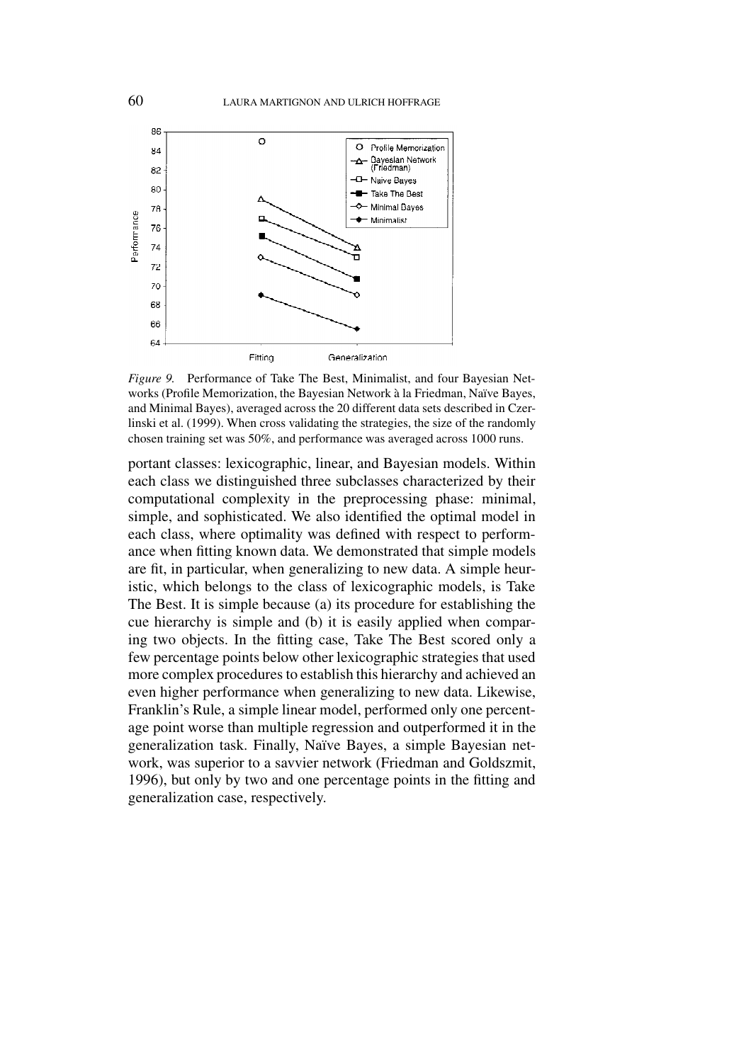*Figure 9.* Performance of Take The Best, Minimalist, and four Bayesian Networks (Profile Memorization, the Bayesian Network à la Friedman, Naïve Bayes, and Minimal Bayes), averaged across the 20 different data sets described in Czerlinski et al. (1999). When cross validating the strategies, the size of the randomly chosen training set was 50%, and performance was averaged across 1000 runs.

portant classes: lexicographic, linear, and Bayesian models. Within each class we distinguished three subclasses characterized by their computational complexity in the preprocessing phase: minimal, simple, and sophisticated. We also identified the optimal model in each class, where optimality was defined with respect to performance when fitting known data. We demonstrated that simple models are fit, in particular, when generalizing to new data. A simple heuristic, which belongs to the class of lexicographic models, is Take The Best. It is simple because (a) its procedure for establishing the cue hierarchy is simple and (b) it is easily applied when comparing two objects. In the fitting case, Take The Best scored only a few percentage points below other lexicographic strategies that used more complex procedures to establish this hierarchy and achieved an even higher performance when generalizing to new data. Likewise, Franklin's Rule, a simple linear model, performed only one percentage point worse than multiple regression and outperformed it in the generalization task. Finally, Naïve Bayes, a simple Bayesian network, was superior to a savvier network (Friedman and Goldszmit, 1996), but only by two and one percentage points in the fitting and generalization case, respectively.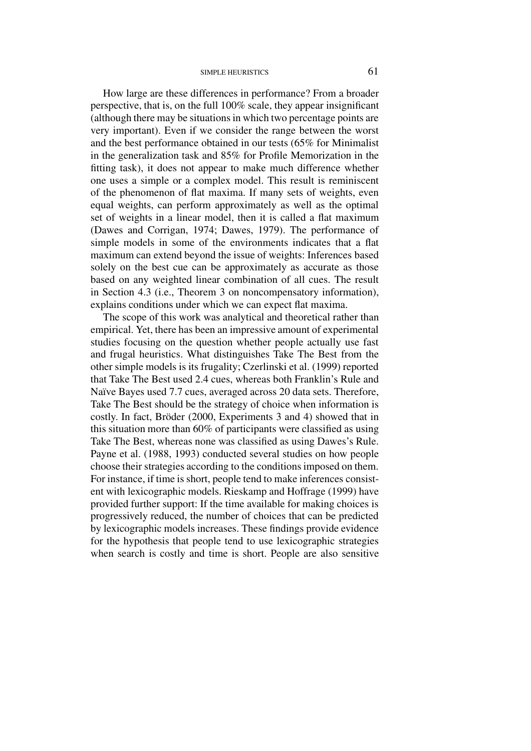How large are these differences in performance? From a broader perspective, that is, on the full 100% scale, they appear insignificant (although there may be situations in which two percentage points are very important). Even if we consider the range between the worst and the best performance obtained in our tests (65% for Minimalist in the generalization task and 85% for Profile Memorization in the fitting task), it does not appear to make much difference whether one uses a simple or a complex model. This result is reminiscent of the phenomenon of flat maxima. If many sets of weights, even equal weights, can perform approximately as well as the optimal set of weights in a linear model, then it is called a flat maximum (Dawes and Corrigan, 1974; Dawes, 1979). The performance of simple models in some of the environments indicates that a flat maximum can extend beyond the issue of weights: Inferences based solely on the best cue can be approximately as accurate as those based on any weighted linear combination of all cues. The result in Section 4.3 (i.e., Theorem 3 on noncompensatory information), explains conditions under which we can expect flat maxima.

The scope of this work was analytical and theoretical rather than empirical. Yet, there has been an impressive amount of experimental studies focusing on the question whether people actually use fast and frugal heuristics. What distinguishes Take The Best from the other simple models is its frugality; Czerlinski et al. (1999) reported that Take The Best used 2.4 cues, whereas both Franklin's Rule and Naïve Bayes used 7.7 cues, averaged across 20 data sets. Therefore, Take The Best should be the strategy of choice when information is costly. In fact, Bröder (2000, Experiments 3 and 4) showed that in this situation more than 60% of participants were classified as using Take The Best, whereas none was classified as using Dawes's Rule. Payne et al. (1988, 1993) conducted several studies on how people choose their strategies according to the conditions imposed on them. For instance, if time is short, people tend to make inferences consistent with lexicographic models. Rieskamp and Hoffrage (1999) have provided further support: If the time available for making choices is progressively reduced, the number of choices that can be predicted by lexicographic models increases. These findings provide evidence for the hypothesis that people tend to use lexicographic strategies when search is costly and time is short. People are also sensitive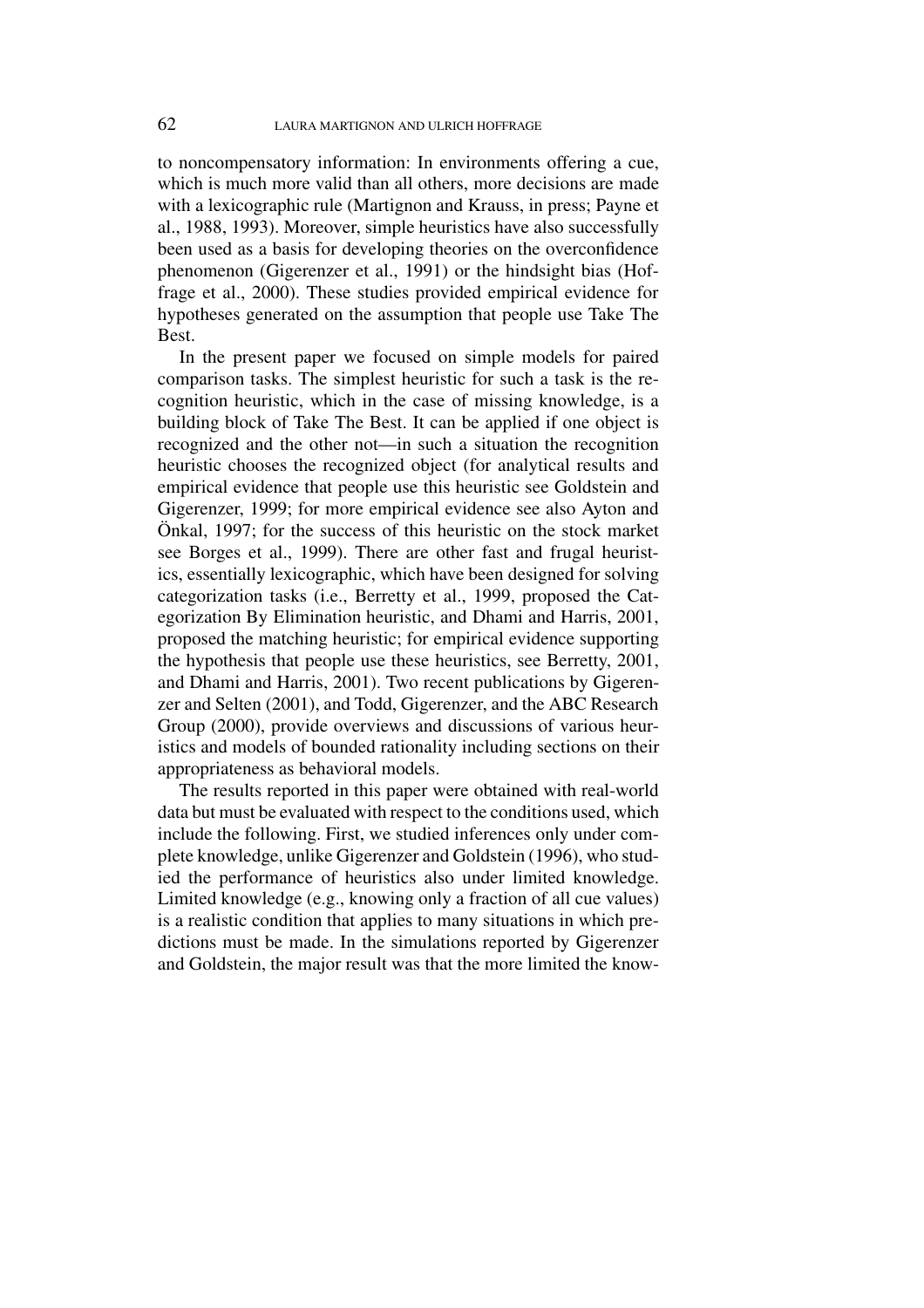to noncompensatory information: In environments offering a cue, which is much more valid than all others, more decisions are made with a lexicographic rule (Martignon and Krauss, in press; Payne et al., 1988, 1993). Moreover, simple heuristics have also successfully been used as a basis for developing theories on the overconfidence phenomenon (Gigerenzer et al., 1991) or the hindsight bias (Hoffrage et al., 2000). These studies provided empirical evidence for hypotheses generated on the assumption that people use Take The Best.

In the present paper we focused on simple models for paired comparison tasks. The simplest heuristic for such a task is the recognition heuristic, which in the case of missing knowledge, is a building block of Take The Best. It can be applied if one object is recognized and the other not—in such a situation the recognition heuristic chooses the recognized object (for analytical results and empirical evidence that people use this heuristic see Goldstein and Gigerenzer, 1999; for more empirical evidence see also Ayton and Önkal, 1997; for the success of this heuristic on the stock market see Borges et al., 1999). There are other fast and frugal heuristics, essentially lexicographic, which have been designed for solving categorization tasks (i.e., Berretty et al., 1999, proposed the Categorization By Elimination heuristic, and Dhami and Harris, 2001, proposed the matching heuristic; for empirical evidence supporting the hypothesis that people use these heuristics, see Berretty, 2001, and Dhami and Harris, 2001). Two recent publications by Gigerenzer and Selten (2001), and Todd, Gigerenzer, and the ABC Research Group (2000), provide overviews and discussions of various heuristics and models of bounded rationality including sections on their appropriateness as behavioral models.

The results reported in this paper were obtained with real-world data but must be evaluated with respect to the conditions used, which include the following. First, we studied inferences only under complete knowledge, unlike Gigerenzer and Goldstein (1996), who studied the performance of heuristics also under limited knowledge. Limited knowledge (e.g., knowing only a fraction of all cue values) is a realistic condition that applies to many situations in which predictions must be made. In the simulations reported by Gigerenzer and Goldstein, the major result was that the more limited the know-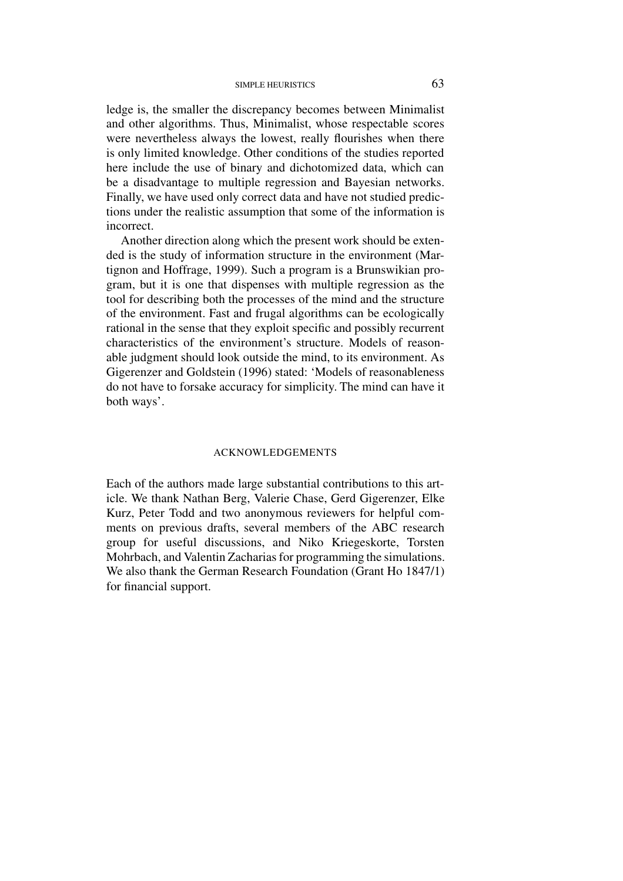ledge is, the smaller the discrepancy becomes between Minimalist and other algorithms. Thus, Minimalist, whose respectable scores were nevertheless always the lowest, really flourishes when there is only limited knowledge. Other conditions of the studies reported here include the use of binary and dichotomized data, which can be a disadvantage to multiple regression and Bayesian networks. Finally, we have used only correct data and have not studied predictions under the realistic assumption that some of the information is incorrect.

Another direction along which the present work should be extended is the study of information structure in the environment (Martignon and Hoffrage, 1999). Such a program is a Brunswikian program, but it is one that dispenses with multiple regression as the tool for describing both the processes of the mind and the structure of the environment. Fast and frugal algorithms can be ecologically rational in the sense that they exploit specific and possibly recurrent characteristics of the environment's structure. Models of reasonable judgment should look outside the mind, to its environment. As Gigerenzer and Goldstein (1996) stated: 'Models of reasonableness do not have to forsake accuracy for simplicity. The mind can have it both ways'.

## ACKNOWLEDGEMENTS

Each of the authors made large substantial contributions to this article. We thank Nathan Berg, Valerie Chase, Gerd Gigerenzer, Elke Kurz, Peter Todd and two anonymous reviewers for helpful comments on previous drafts, several members of the ABC research group for useful discussions, and Niko Kriegeskorte, Torsten Mohrbach, and Valentin Zacharias for programming the simulations. We also thank the German Research Foundation (Grant Ho 1847/1) for financial support.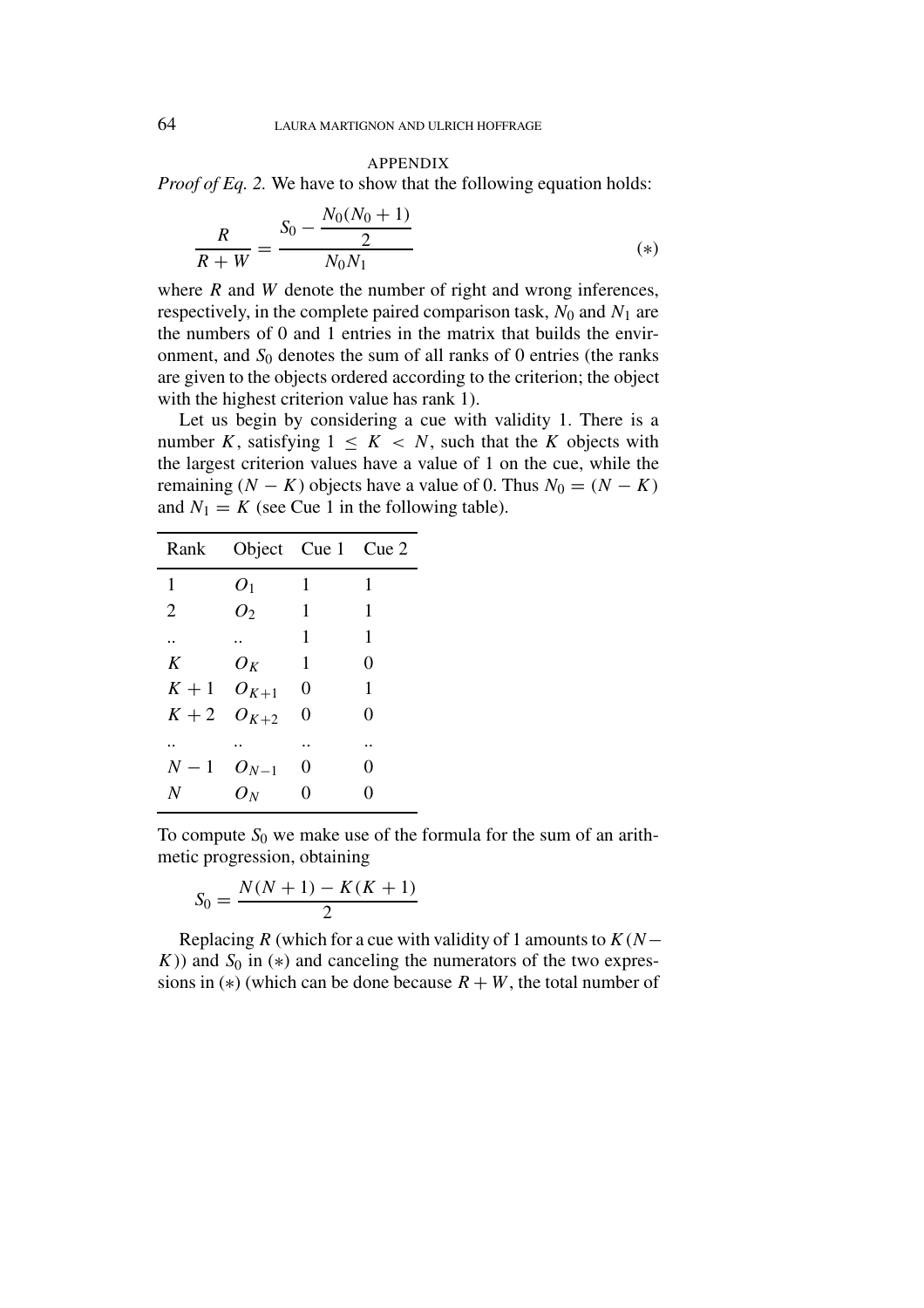## APPENDIX

*Proof of Eq. 2.* We have to show that the following equation holds:

$$\frac{R}{R+W} = \frac{S_0 - \dfrac{N_0(N_0+1)}{2}}{N_0 N_1} \tag{$*$}$$

where $R$ and $W$ denote the number of right and wrong inferences, respectively, in the complete paired comparison task, $N_0$ and $N_1$ are the numbers of 0 and 1 entries in the matrix that builds the environment, and $S_0$ denotes the sum of all ranks of 0 entries (the ranks are given to the objects ordered according to the criterion; the object with the highest criterion value has rank 1).

Let us begin by considering a cue with validity 1. There is a number $K$, satisfying $1 \leq K < N$, such that the $K$ objects with the largest criterion values have a value of 1 on the cue, while the remaining $(N - K)$ objects have a value of 0. Thus $N_0 = (N - K)$ and $N_1 = K$ (see Cue 1 in the following table).

| Rank | Object | Cue 1 | Cue 2 |
|---|---|---|---|
| 1 | $O_1$ | 1 | 1 |
| 2 | $O_2$ | 1 | 1 |
| .. | .. | 1 | 1 |
| $K$ | $O_K$ | 1 | 0 |
| $K+1$ | $O_{K+1}$ | 0 | 1 |
| $K+2$ | $O_{K+2}$ | 0 | 0 |
| .. | .. | .. | .. |
| $N-1$ | $O_{N-1}$ | 0 | 0 |
| $N$ | $O_N$ | 0 | 0 |

To compute $S_0$ we make use of the formula for the sum of an arithmetic progression, obtaining

$$S_0 = \frac{N(N+1) - K(K+1)}{2}$$

Replacing $R$ (which for a cue with validity of 1 amounts to $K(N-K)$) and $S_0$ in $(*)$ and canceling the numerators of the two expressions in $(*)$ (which can be done because $R + W$, the total number of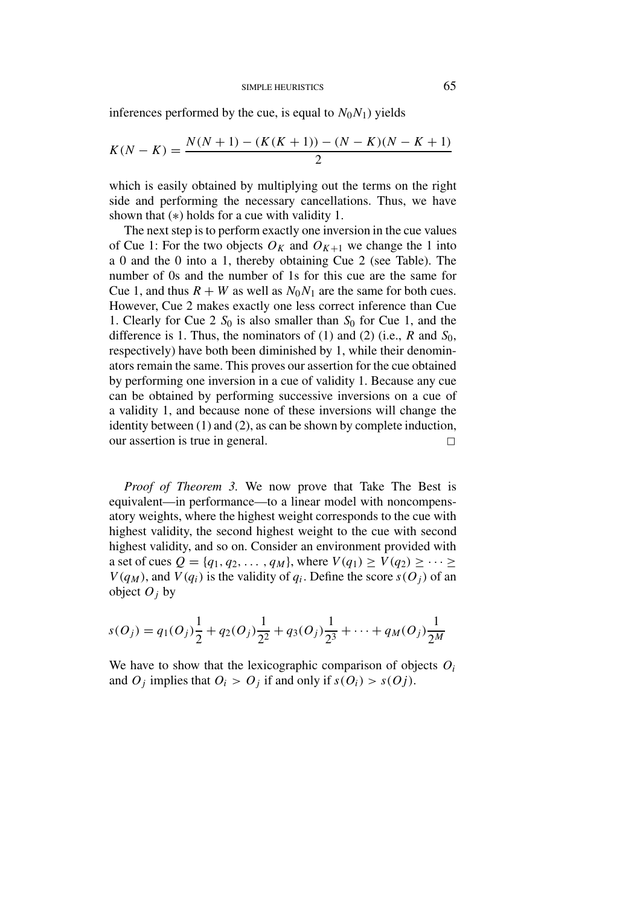inferences performed by the cue, is equal to $N_0N_1$) yields

$$K(N-K) = \frac{N(N+1) - (K(K+1)) - (N-K)(N-K+1)}{2}$$

which is easily obtained by multiplying out the terms on the right side and performing the necessary cancellations. Thus, we have shown that (∗) holds for a cue with validity 1.

The next step is to perform exactly one inversion in the cue values of Cue 1: For the two objects $O_K$ and $O_{K+1}$ we change the 1 into a 0 and the 0 into a 1, thereby obtaining Cue 2 (see Table). The number of 0s and the number of 1s for this cue are the same for Cue 1, and thus $R + W$ as well as $N_0N_1$ are the same for both cues. However, Cue 2 makes exactly one less correct inference than Cue 1. Clearly for Cue 2 $S_0$ is also smaller than $S_0$ for Cue 1, and the difference is 1. Thus, the nominators of (1) and (2) (i.e., $R$ and $S_0$, respectively) have both been diminished by 1, while their denominators remain the same. This proves our assertion for the cue obtained by performing one inversion in a cue of validity 1. Because any cue can be obtained by performing successive inversions on a cue of a validity 1, and because none of these inversions will change the identity between (1) and (2), as can be shown by complete induction, our assertion is true in general. □

*Proof of Theorem 3.* We now prove that Take The Best is equivalent—in performance—to a linear model with noncompensatory weights, where the highest weight corresponds to the cue with highest validity, the second highest weight to the cue with second highest validity, and so on. Consider an environment provided with a set of cues $Q = \{q_1, q_2, \ldots, q_M\}$, where $V(q_1) \geq V(q_2) \geq \cdots \geq V(q_M)$, and $V(q_i)$ is the validity of $q_i$. Define the score $s(O_j)$ of an object $O_j$ by

$$s(O_j) = q_1(O_j)\frac{1}{2} + q_2(O_j)\frac{1}{2^2} + q_3(O_j)\frac{1}{2^3} + \cdots + q_M(O_j)\frac{1}{2^M}$$

We have to show that the lexicographic comparison of objects $O_i$ and $O_j$ implies that $O_i > O_j$ if and only if $s(O_i) > s(Oj)$.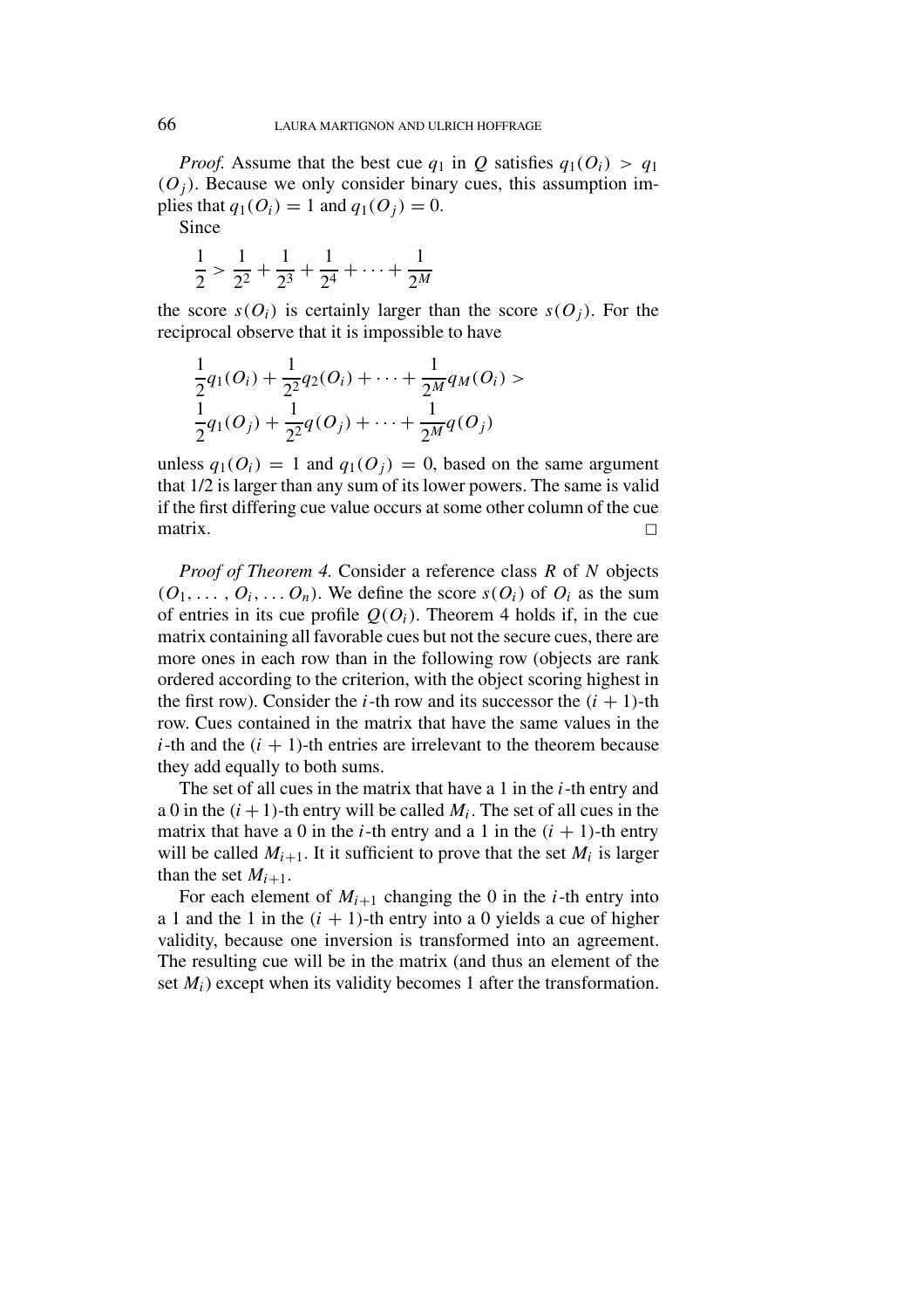*Proof.* Assume that the best cue $q_1$ in $Q$ satisfies $q_1(O_i) > q_1(O_j)$. Because we only consider binary cues, this assumption implies that $q_1(O_i) = 1$ and $q_1(O_j) = 0$.

Since

$$\frac{1}{2} > \frac{1}{2^2} + \frac{1}{2^3} + \frac{1}{2^4} + \cdots + \frac{1}{2^M}$$

the score $s(O_i)$ is certainly larger than the score $s(O_j)$. For the reciprocal observe that it is impossible to have

$$\frac{1}{2}q_1(O_i) + \frac{1}{2^2}q_2(O_i) + \cdots + \frac{1}{2^M}q_M(O_i) >$$
$$\frac{1}{2}q_1(O_j) + \frac{1}{2^2}q(O_j) + \cdots + \frac{1}{2^M}q(O_j)$$

unless $q_1(O_i) = 1$ and $q_1(O_j) = 0$, based on the same argument that 1/2 is larger than any sum of its lower powers. The same is valid if the first differing cue value occurs at some other column of the cue matrix. □

*Proof of Theorem 4.* Consider a reference class $R$ of $N$ objects $(O_1, \ldots, O_i, \ldots O_n)$. We define the score $s(O_i)$ of $O_i$ as the sum of entries in its cue profile $Q(O_i)$. Theorem 4 holds if, in the cue matrix containing all favorable cues but not the secure cues, there are more ones in each row than in the following row (objects are rank ordered according to the criterion, with the object scoring highest in the first row). Consider the $i$-th row and its successor the $(i + 1)$-th row. Cues contained in the matrix that have the same values in the $i$-th and the $(i + 1)$-th entries are irrelevant to the theorem because they add equally to both sums.

The set of all cues in the matrix that have a 1 in the $i$-th entry and a 0 in the $(i+1)$-th entry will be called $M_i$. The set of all cues in the matrix that have a 0 in the $i$-th entry and a 1 in the $(i + 1)$-th entry will be called $M_{i+1}$. It it sufficient to prove that the set $M_i$ is larger than the set $M_{i+1}$.

For each element of $M_{i+1}$ changing the 0 in the $i$-th entry into a 1 and the 1 in the $(i + 1)$-th entry into a 0 yields a cue of higher validity, because one inversion is transformed into an agreement. The resulting cue will be in the matrix (and thus an element of the set $M_i$) except when its validity becomes 1 after the transformation.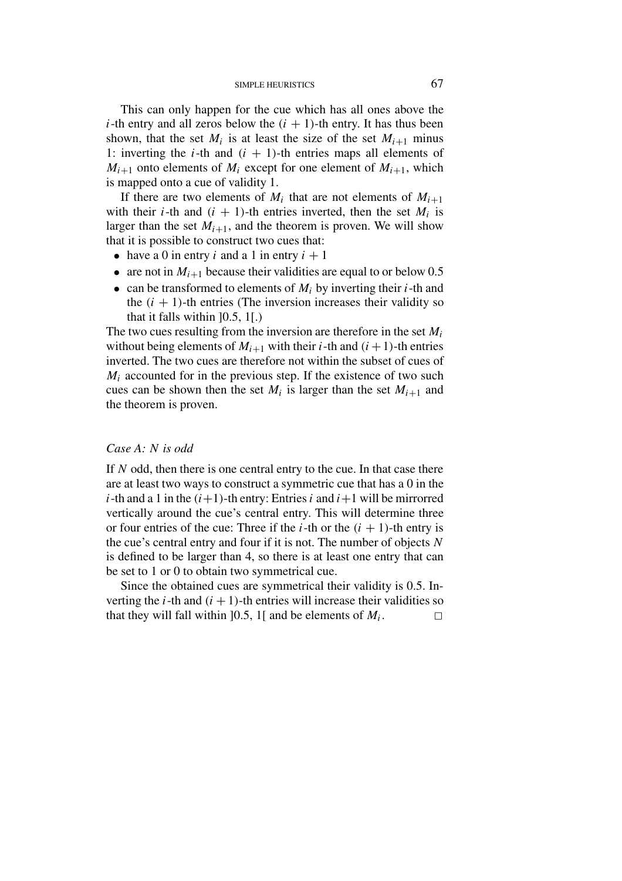This can only happen for the cue which has all ones above the $i$-th entry and all zeros below the $(i + 1)$-th entry. It has thus been shown, that the set $M_i$ is at least the size of the set $M_{i+1}$ minus 1: inverting the $i$-th and $(i + 1)$-th entries maps all elements of $M_{i+1}$ onto elements of $M_i$ except for one element of $M_{i+1}$, which is mapped onto a cue of validity 1.

If there are two elements of $M_i$ that are not elements of $M_{i+1}$ with their $i$-th and $(i + 1)$-th entries inverted, then the set $M_i$ is larger than the set $M_{i+1}$, and the theorem is proven. We will show that it is possible to construct two cues that:

- have a 0 in entry $i$ and a 1 in entry $i + 1$
- are not in $M_{i+1}$ because their validities are equal to or below 0.5
- can be transformed to elements of $M_i$ by inverting their $i$-th and the $(i + 1)$-th entries (The inversion increases their validity so that it falls within $]0.5, 1[$.)

The two cues resulting from the inversion are therefore in the set $M_i$ without being elements of $M_{i+1}$ with their $i$-th and $(i+1)$-th entries inverted. The two cues are therefore not within the subset of cues of $M_i$ accounted for in the previous step. If the existence of two such cues can be shown then the set $M_i$ is larger than the set $M_{i+1}$ and the theorem is proven.

### *Case A: N is odd*

If $N$ odd, then there is one central entry to the cue. In that case there are at least two ways to construct a symmetric cue that has a 0 in the $i$-th and a 1 in the $(i+1)$-th entry: Entries $i$ and $i+1$ will be mirrored vertically around the cue's central entry. This will determine three or four entries of the cue: Three if the $i$-th or the $(i + 1)$-th entry is the cue's central entry and four if it is not. The number of objects $N$ is defined to be larger than 4, so there is at least one entry that can be set to 1 or 0 to obtain two symmetrical cue.

Since the obtained cues are symmetrical their validity is 0.5. Inverting the $i$-th and $(i + 1)$-th entries will increase their validities so that they will fall within $]0.5, 1[$ and be elements of $M_i$. □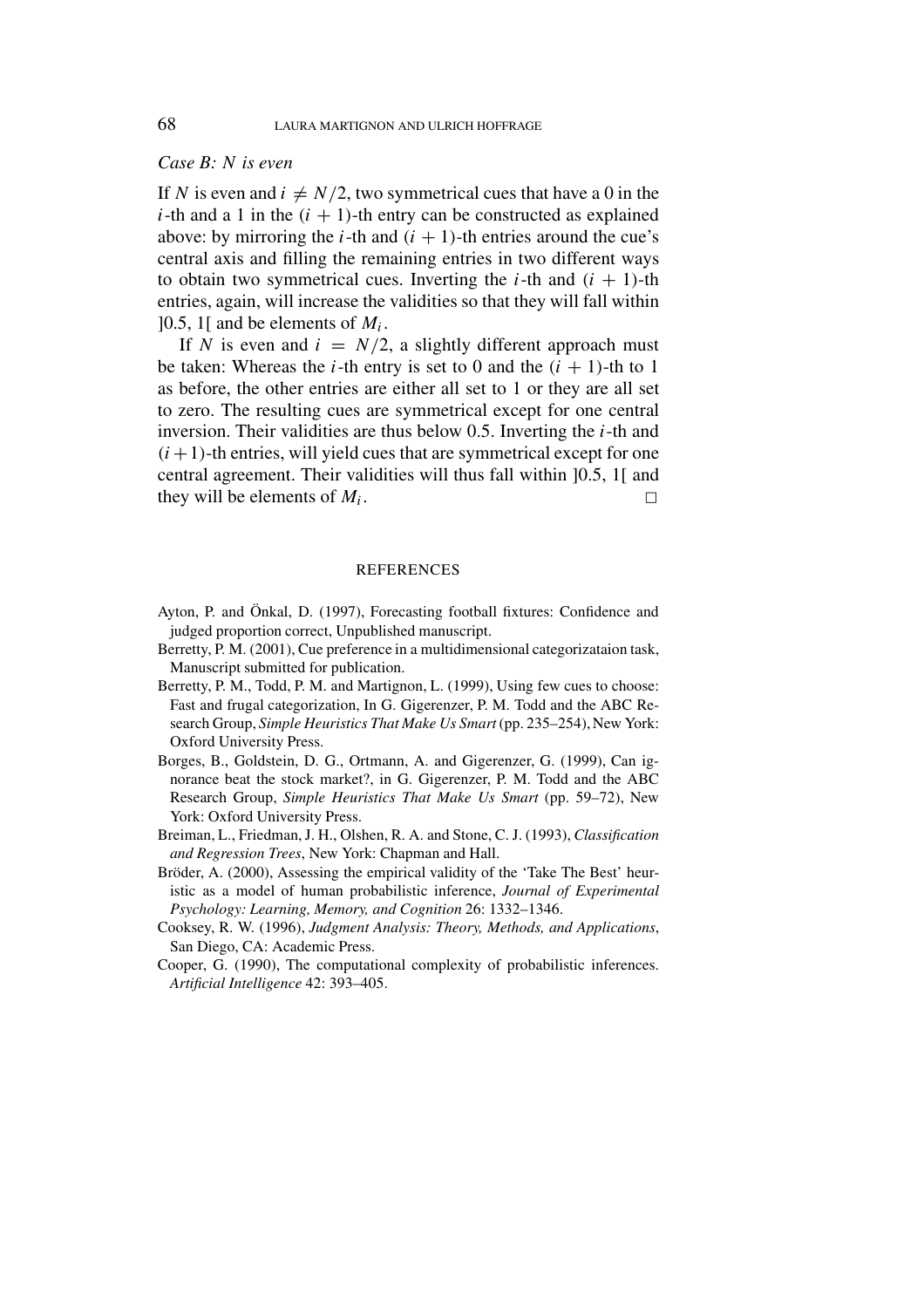*Case B: N is even*

If $N$ is even and $i \neq N/2$, two symmetrical cues that have a 0 in the $i$-th and a 1 in the $(i+1)$-th entry can be constructed as explained above: by mirroring the $i$-th and $(i+1)$-th entries around the cue's central axis and filling the remaining entries in two different ways to obtain two symmetrical cues. Inverting the $i$-th and $(i+1)$-th entries, again, will increase the validities so that they will fall within $]0.5, 1[$ and be elements of $M_i$.

If $N$ is even and $i = N/2$, a slightly different approach must be taken: Whereas the $i$-th entry is set to 0 and the $(i+1)$-th to 1 as before, the other entries are either all set to 1 or they are all set to zero. The resulting cues are symmetrical except for one central inversion. Their validities are thus below 0.5. Inverting the $i$-th and $(i+1)$-th entries, will yield cues that are symmetrical except for one central agreement. Their validities will thus fall within $]0.5, 1[$ and they will be elements of $M_i$. □

## REFERENCES

Ayton, P. and Önkal, D. (1997), Forecasting football fixtures: Confidence and judged proportion correct, Unpublished manuscript.

Berretty, P. M. (2001), Cue preference in a multidimensional categorizataion task, Manuscript submitted for publication.

Berretty, P. M., Todd, P. M. and Martignon, L. (1999), Using few cues to choose: Fast and frugal categorization, In G. Gigerenzer, P. M. Todd and the ABC Research Group, *Simple Heuristics That Make Us Smart* (pp. 235–254), New York: Oxford University Press.

Borges, B., Goldstein, D. G., Ortmann, A. and Gigerenzer, G. (1999), Can ignorance beat the stock market?, in G. Gigerenzer, P. M. Todd and the ABC Research Group, *Simple Heuristics That Make Us Smart* (pp. 59–72), New York: Oxford University Press.

Breiman, L., Friedman, J. H., Olshen, R. A. and Stone, C. J. (1993), *Classification and Regression Trees*, New York: Chapman and Hall.

Bröder, A. (2000), Assessing the empirical validity of the 'Take The Best' heuristic as a model of human probabilistic inference, *Journal of Experimental Psychology: Learning, Memory, and Cognition* 26: 1332–1346.

Cooksey, R. W. (1996), *Judgment Analysis: Theory, Methods, and Applications*, San Diego, CA: Academic Press.

Cooper, G. (1990), The computational complexity of probabilistic inferences. *Artificial Intelligence* 42: 393–405.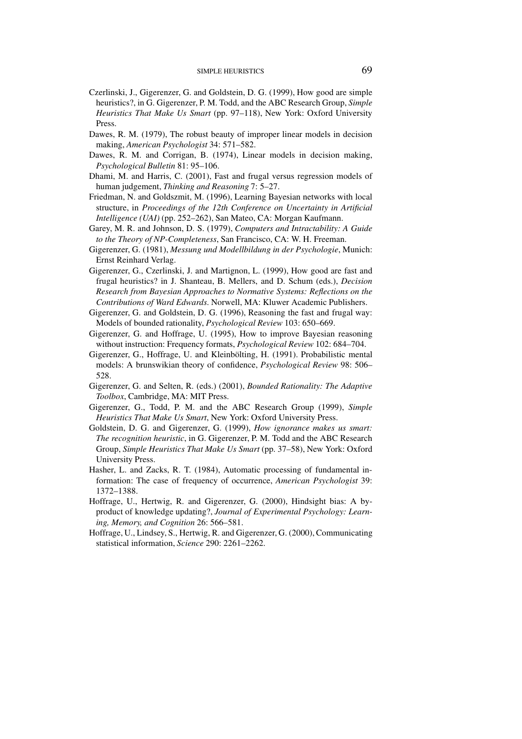Czerlinski, J., Gigerenzer, G. and Goldstein, D. G. (1999), How good are simple heuristics?, in G. Gigerenzer, P. M. Todd, and the ABC Research Group, *Simple Heuristics That Make Us Smart* (pp. 97–118), New York: Oxford University Press.

Dawes, R. M. (1979), The robust beauty of improper linear models in decision making, *American Psychologist* 34: 571–582.

Dawes, R. M. and Corrigan, B. (1974), Linear models in decision making, *Psychological Bulletin* 81: 95–106.

Dhami, M. and Harris, C. (2001), Fast and frugal versus regression models of human judgement, *Thinking and Reasoning* 7: 5–27.

Friedman, N. and Goldszmit, M. (1996), Learning Bayesian networks with local structure, in *Proceedings of the 12th Conference on Uncertainty in Artificial Intelligence (UAI)* (pp. 252–262), San Mateo, CA: Morgan Kaufmann.

Garey, M. R. and Johnson, D. S. (1979), *Computers and Intractability: A Guide to the Theory of NP-Completeness*, San Francisco, CA: W. H. Freeman.

Gigerenzer, G. (1981), *Messung und Modellbildung in der Psychologie*, Munich: Ernst Reinhard Verlag.

Gigerenzer, G., Czerlinski, J. and Martignon, L. (1999), How good are fast and frugal heuristics? in J. Shanteau, B. Mellers, and D. Schum (eds.), *Decision Research from Bayesian Approaches to Normative Systems: Reflections on the Contributions of Ward Edwards*. Norwell, MA: Kluwer Academic Publishers.

Gigerenzer, G. and Goldstein, D. G. (1996), Reasoning the fast and frugal way: Models of bounded rationality, *Psychological Review* 103: 650–669.

Gigerenzer, G. and Hoffrage, U. (1995), How to improve Bayesian reasoning without instruction: Frequency formats, *Psychological Review* 102: 684–704.

Gigerenzer, G., Hoffrage, U. and Kleinbölting, H. (1991). Probabilistic mental models: A brunswikian theory of confidence, *Psychological Review* 98: 506–528.

Gigerenzer, G. and Selten, R. (eds.) (2001), *Bounded Rationality: The Adaptive Toolbox*, Cambridge, MA: MIT Press.

Gigerenzer, G., Todd, P. M. and the ABC Research Group (1999), *Simple Heuristics That Make Us Smart*, New York: Oxford University Press.

Goldstein, D. G. and Gigerenzer, G. (1999), *How ignorance makes us smart: The recognition heuristic*, in G. Gigerenzer, P. M. Todd and the ABC Research Group, *Simple Heuristics That Make Us Smart* (pp. 37–58), New York: Oxford University Press.

Hasher, L. and Zacks, R. T. (1984), Automatic processing of fundamental information: The case of frequency of occurrence, *American Psychologist* 39: 1372–1388.

Hoffrage, U., Hertwig, R. and Gigerenzer, G. (2000), Hindsight bias: A by-product of knowledge updating?, *Journal of Experimental Psychology: Learning, Memory, and Cognition* 26: 566–581.

Hoffrage, U., Lindsey, S., Hertwig, R. and Gigerenzer, G. (2000), Communicating statistical information, *Science* 290: 2261–2262.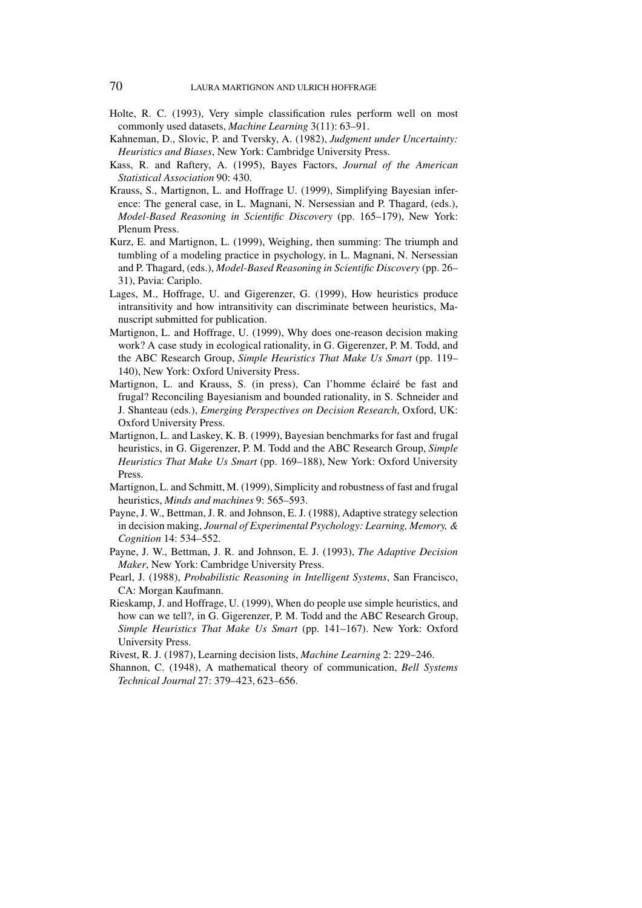Holte, R. C. (1993), Very simple classification rules perform well on most commonly used datasets, *Machine Learning* 3(11): 63–91.

Kahneman, D., Slovic, P. and Tversky, A. (1982), *Judgment under Uncertainty: Heuristics and Biases*, New York: Cambridge University Press.

Kass, R. and Raftery, A. (1995), Bayes Factors, *Journal of the American Statistical Association* 90: 430.

Krauss, S., Martignon, L. and Hoffrage U. (1999), Simplifying Bayesian inference: The general case, in L. Magnani, N. Nersessian and P. Thagard, (eds.), *Model-Based Reasoning in Scientific Discovery* (pp. 165–179), New York: Plenum Press.

Kurz, E. and Martignon, L. (1999), Weighing, then summing: The triumph and tumbling of a modeling practice in psychology, in L. Magnani, N. Nersessian and P. Thagard, (eds.), *Model-Based Reasoning in Scientific Discovery* (pp. 26–31), Pavia: Cariplo.

Lages, M., Hoffrage, U. and Gigerenzer, G. (1999), How heuristics produce intransitivity and how intransitivity can discriminate between heuristics, Manuscript submitted for publication.

Martignon, L. and Hoffrage, U. (1999), Why does one-reason decision making work? A case study in ecological rationality, in G. Gigerenzer, P. M. Todd, and the ABC Research Group, *Simple Heuristics That Make Us Smart* (pp. 119–140), New York: Oxford University Press.

Martignon, L. and Krauss, S. (in press), Can l'homme éclairé be fast and frugal? Reconciling Bayesianism and bounded rationality, in S. Schneider and J. Shanteau (eds.), *Emerging Perspectives on Decision Research*, Oxford, UK: Oxford University Press.

Martignon, L. and Laskey, K. B. (1999), Bayesian benchmarks for fast and frugal heuristics, in G. Gigerenzer, P. M. Todd and the ABC Research Group, *Simple Heuristics That Make Us Smart* (pp. 169–188), New York: Oxford University Press.

Martignon, L. and Schmitt, M. (1999), Simplicity and robustness of fast and frugal heuristics, *Minds and machines* 9: 565–593.

Payne, J. W., Bettman, J. R. and Johnson, E. J. (1988), Adaptive strategy selection in decision making, *Journal of Experimental Psychology: Learning, Memory, & Cognition* 14: 534–552.

Payne, J. W., Bettman, J. R. and Johnson, E. J. (1993), *The Adaptive Decision Maker*, New York: Cambridge University Press.

Pearl, J. (1988), *Probabilistic Reasoning in Intelligent Systems*, San Francisco, CA: Morgan Kaufmann.

Rieskamp, J. and Hoffrage, U. (1999), When do people use simple heuristics, and how can we tell?, in G. Gigerenzer, P. M. Todd and the ABC Research Group, *Simple Heuristics That Make Us Smart* (pp. 141–167). New York: Oxford University Press.

Rivest, R. J. (1987), Learning decision lists, *Machine Learning* 2: 229–246.

Shannon, C. (1948), A mathematical theory of communication, *Bell Systems Technical Journal* 27: 379–423, 623–656.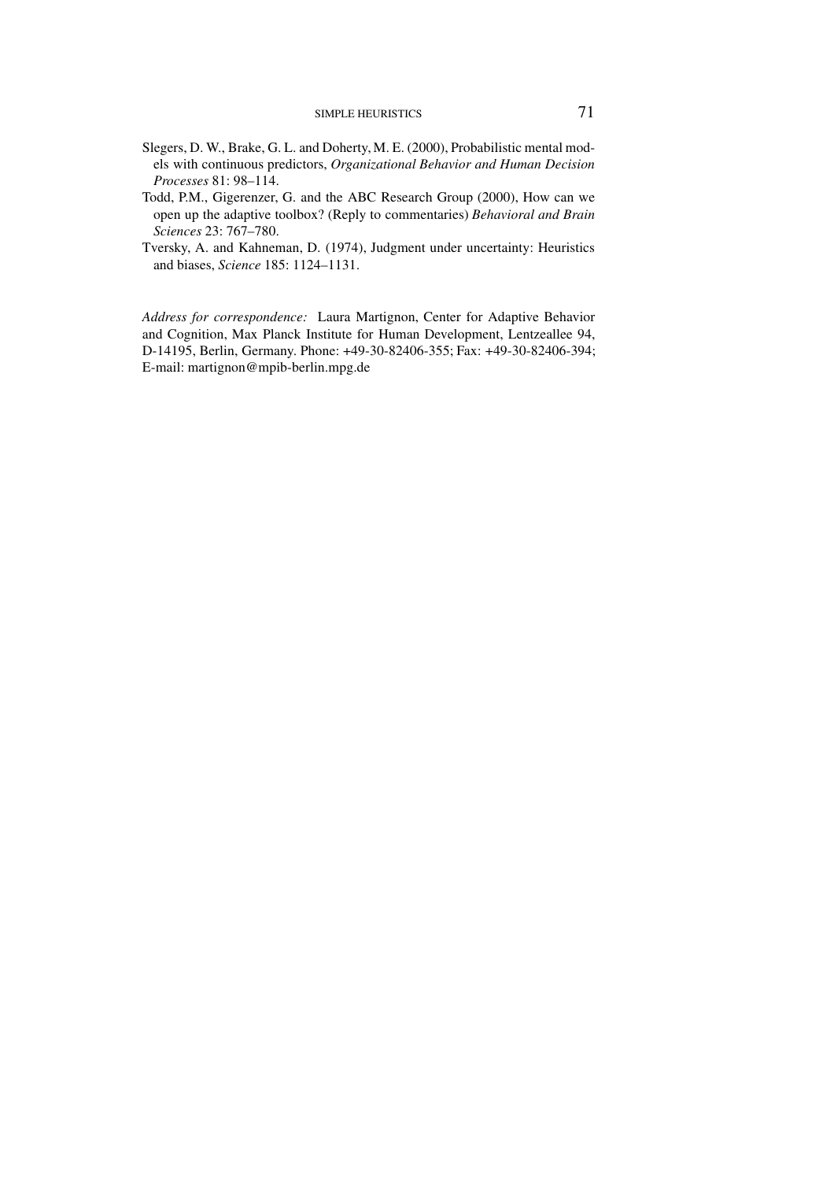Slegers, D. W., Brake, G. L. and Doherty, M. E. (2000), Probabilistic mental models with continuous predictors, *Organizational Behavior and Human Decision Processes* 81: 98–114.

Todd, P.M., Gigerenzer, G. and the ABC Research Group (2000), How can we open up the adaptive toolbox? (Reply to commentaries) *Behavioral and Brain Sciences* 23: 767–780.

Tversky, A. and Kahneman, D. (1974), Judgment under uncertainty: Heuristics and biases, *Science* 185: 1124–1131.

*Address for correspondence:* Laura Martignon, Center for Adaptive Behavior and Cognition, Max Planck Institute for Human Development, Lentzeallee 94, D-14195, Berlin, Germany. Phone: +49-30-82406-355; Fax: +49-30-82406-394; E-mail: martignon@mpib-berlin.mpg.de